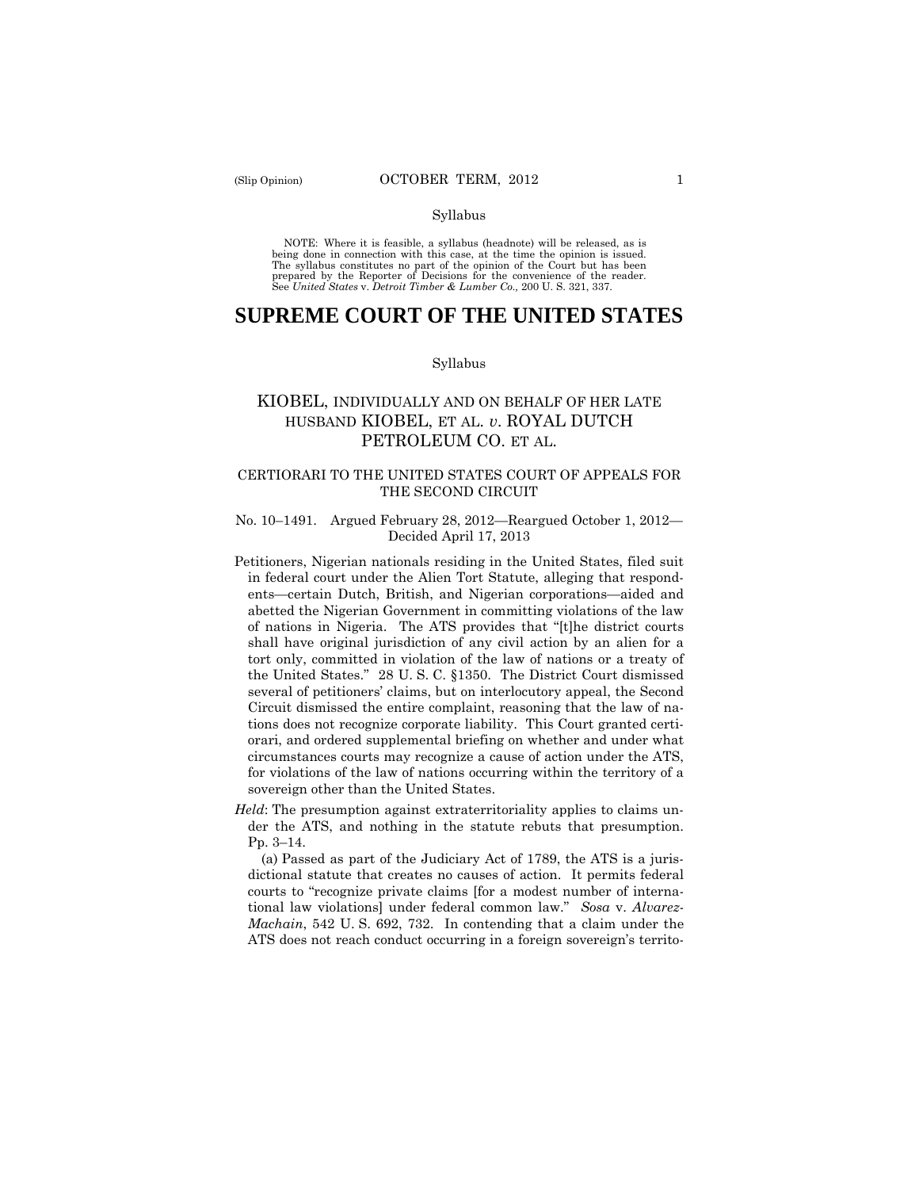Syllabus

NOTE: Where it is feasible, a syllabus (headnote) will be released, as is being done in connection with this case, at the time the opinion is issued. The syllabus constitutes no part of the opinion of the Court but has been prepared by the Reporter of Decisions for the convenience of the reader. See *United States* v. *Detroit Timber & Lumber Co.,* 200 U. S. 321, 337.

# SUPREME COURT OF THE UNITED STATES

Syllabus

## KIOBEL, INDIVIDUALLY AND ON BEHALF OF HER LATE HUSBAND KIOBEL, ET AL. *v*. ROYAL DUTCH PETROLEUM CO. ET AL.

CERTIORARI TO THE UNITED STATES COURT OF APPEALS FOR THE SECOND CIRCUIT

No. 10–1491. Argued February 28, 2012—Reargued October 1, 2012—Decided April 17, 2013

Petitioners, Nigerian nationals residing in the United States, filed suit in federal court under the Alien Tort Statute, alleging that respondents—certain Dutch, British, and Nigerian corporations—aided and abetted the Nigerian Government in committing violations of the law of nations in Nigeria. The ATS provides that "[t]he district courts shall have original jurisdiction of any civil action by an alien for a tort only, committed in violation of the law of nations or a treaty of the United States." 28 U. S. C. §1350. The District Court dismissed several of petitioners' claims, but on interlocutory appeal, the Second Circuit dismissed the entire complaint, reasoning that the law of nations does not recognize corporate liability. This Court granted certiorari, and ordered supplemental briefing on whether and under what circumstances courts may recognize a cause of action under the ATS, for violations of the law of nations occurring within the territory of a sovereign other than the United States.

*Held*: The presumption against extraterritoriality applies to claims under the ATS, and nothing in the statute rebuts that presumption. Pp. 3–14.

(a) Passed as part of the Judiciary Act of 1789, the ATS is a jurisdictional statute that creates no causes of action. It permits federal courts to "recognize private claims [for a modest number of international law violations] under federal common law." *Sosa* v. *Alvarez-Machain*, 542 U. S. 692, 732. In contending that a claim under the ATS does not reach conduct occurring in a foreign sovereign's territo-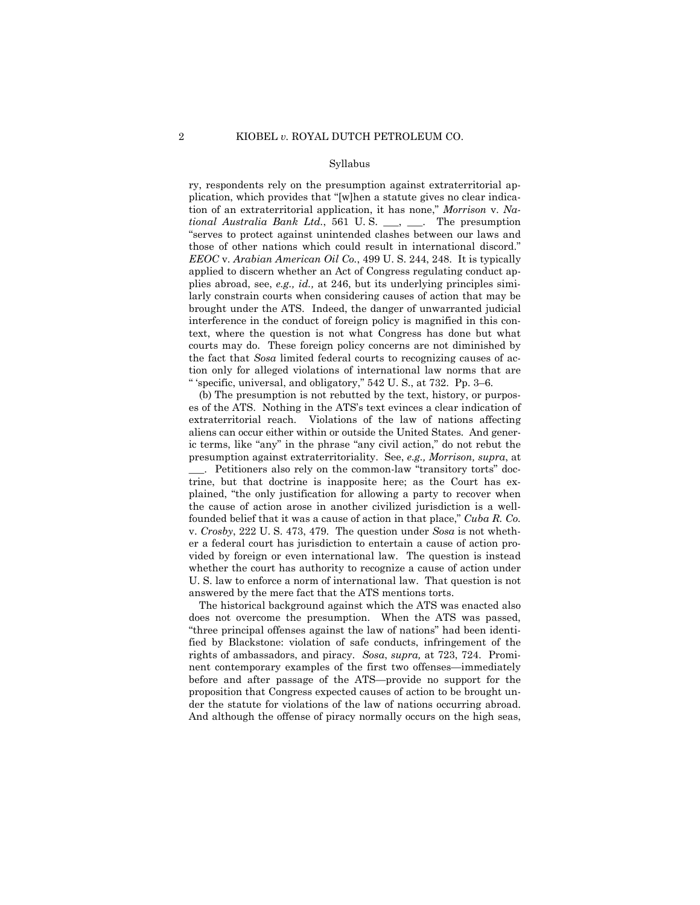ry, respondents rely on the presumption against extraterritorial application, which provides that "[w]hen a statute gives no clear indication of an extraterritorial application, it has none," *Morrison* v. *National Australia Bank Ltd.*, 561 U. S. ___, ___. The presumption "serves to protect against unintended clashes between our laws and those of other nations which could result in international discord." *EEOC* v. *Arabian American Oil Co.*, 499 U. S. 244, 248. It is typically applied to discern whether an Act of Congress regulating conduct applies abroad, see, *e.g., id.,* at 246, but its underlying principles similarly constrain courts when considering causes of action that may be brought under the ATS. Indeed, the danger of unwarranted judicial interference in the conduct of foreign policy is magnified in this context, where the question is not what Congress has done but what courts may do. These foreign policy concerns are not diminished by the fact that *Sosa* limited federal courts to recognizing causes of action only for alleged violations of international law norms that are " 'specific, universal, and obligatory," 542 U. S., at 732. Pp. 3–6.

(b) The presumption is not rebutted by the text, history, or purposes of the ATS. Nothing in the ATS's text evinces a clear indication of extraterritorial reach. Violations of the law of nations affecting aliens can occur either within or outside the United States. And generic terms, like "any" in the phrase "any civil action," do not rebut the presumption against extraterritoriality. See, *e.g., Morrison, supra*, at ___. Petitioners also rely on the common-law "transitory torts" doctrine, but that doctrine is inapposite here; as the Court has explained, "the only justification for allowing a party to recover when the cause of action arose in another civilized jurisdiction is a well-founded belief that it was a cause of action in that place," *Cuba R. Co.* v. *Crosby*, 222 U. S. 473, 479. The question under *Sosa* is not whether a federal court has jurisdiction to entertain a cause of action provided by foreign or even international law. The question is instead whether the court has authority to recognize a cause of action under U. S. law to enforce a norm of international law. That question is not answered by the mere fact that the ATS mentions torts.

The historical background against which the ATS was enacted also does not overcome the presumption. When the ATS was passed, "three principal offenses against the law of nations" had been identified by Blackstone: violation of safe conducts, infringement of the rights of ambassadors, and piracy. *Sosa*, *supra,* at 723, 724. Prominent contemporary examples of the first two offenses—immediately before and after passage of the ATS—provide no support for the proposition that Congress expected causes of action to be brought under the statute for violations of the law of nations occurring abroad. And although the offense of piracy normally occurs on the high seas,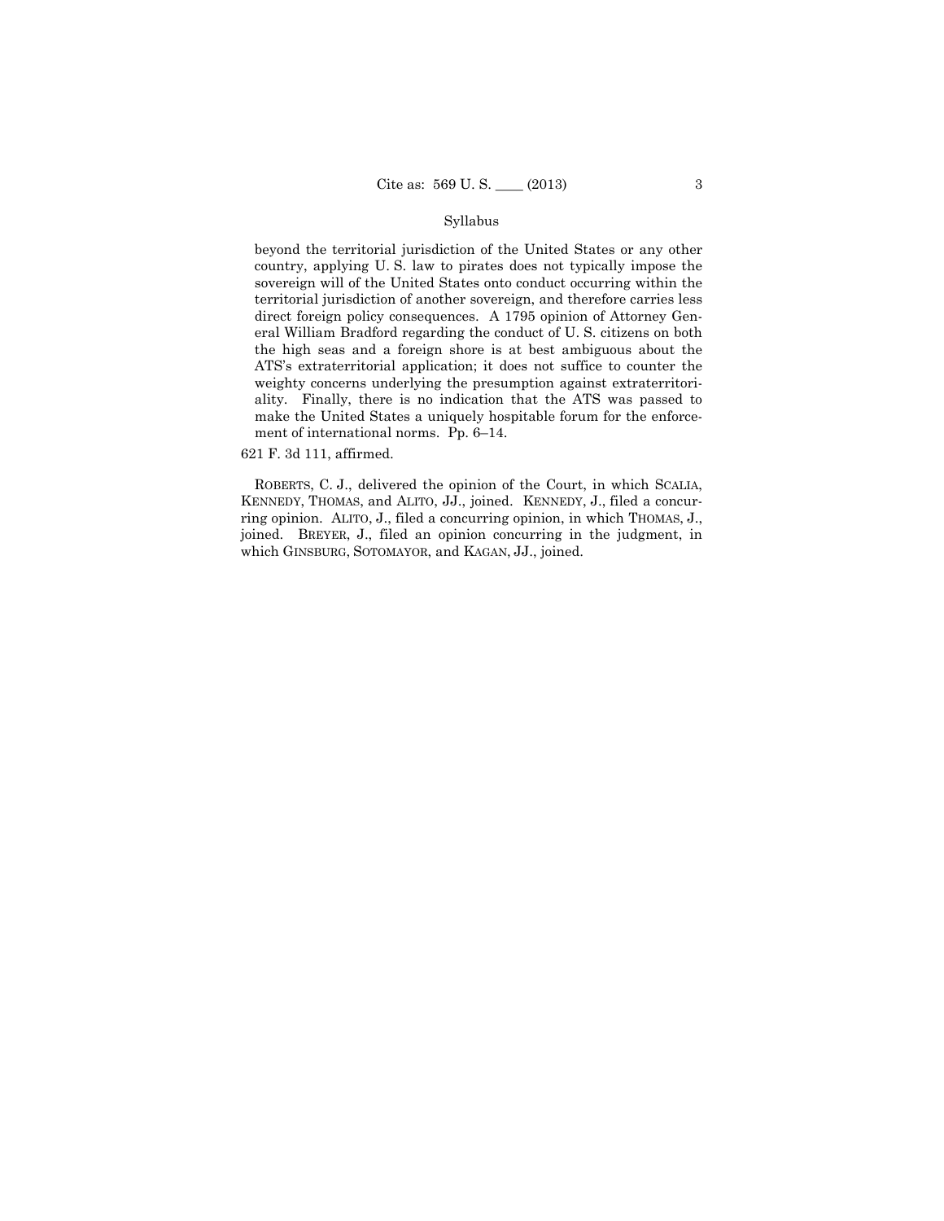beyond the territorial jurisdiction of the United States or any other country, applying U. S. law to pirates does not typically impose the sovereign will of the United States onto conduct occurring within the territorial jurisdiction of another sovereign, and therefore carries less direct foreign policy consequences. A 1795 opinion of Attorney General William Bradford regarding the conduct of U. S. citizens on both the high seas and a foreign shore is at best ambiguous about the ATS's extraterritorial application; it does not suffice to counter the weighty concerns underlying the presumption against extraterritoriality. Finally, there is no indication that the ATS was passed to make the United States a uniquely hospitable forum for the enforcement of international norms. Pp. 6–14.

621 F. 3d 111, affirmed.

ROBERTS, C. J., delivered the opinion of the Court, in which SCALIA, KENNEDY, THOMAS, and ALITO, JJ., joined. KENNEDY, J., filed a concurring opinion. ALITO, J., filed a concurring opinion, in which THOMAS, J., joined. BREYER, J., filed an opinion concurring in the judgment, in which GINSBURG, SOTOMAYOR, and KAGAN, JJ., joined.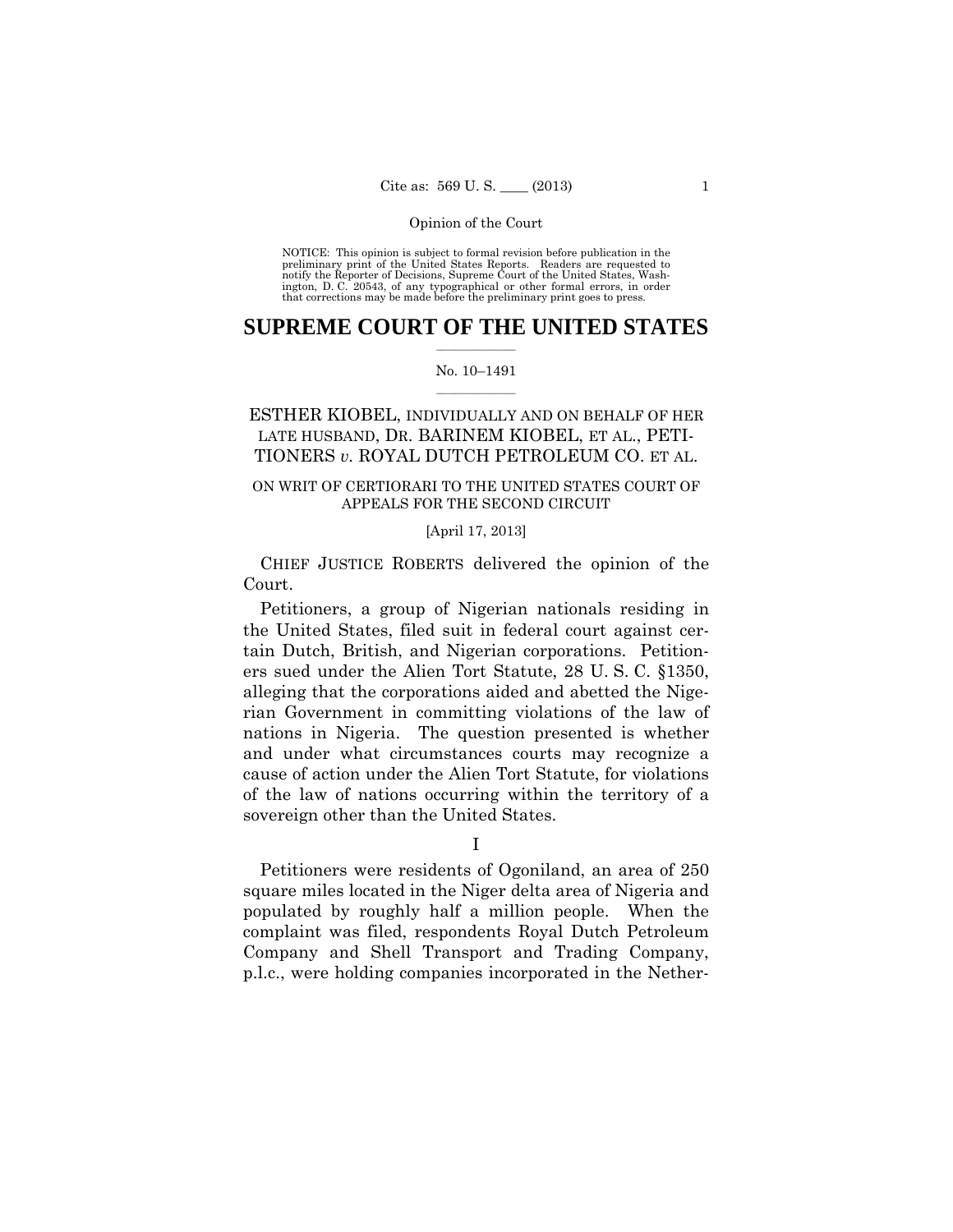Opinion of the Court

NOTICE: This opinion is subject to formal revision before publication in the preliminary print of the United States Reports. Readers are requested to notify the Reporter of Decisions, Supreme Court of the United States, Washington, D. C. 20543, of any typographical or other formal errors, in order that corrections may be made before the preliminary print goes to press.

# SUPREME COURT OF THE UNITED STATES

No. 10–1491

ESTHER KIOBEL, INDIVIDUALLY AND ON BEHALF OF HER LATE HUSBAND, DR. BARINEM KIOBEL, ET AL., PETITIONERS *v.* ROYAL DUTCH PETROLEUM CO. ET AL.

ON WRIT OF CERTIORARI TO THE UNITED STATES COURT OF APPEALS FOR THE SECOND CIRCUIT

[April 17, 2013]

CHIEF JUSTICE ROBERTS delivered the opinion of the Court.

Petitioners, a group of Nigerian nationals residing in the United States, filed suit in federal court against certain Dutch, British, and Nigerian corporations. Petitioners sued under the Alien Tort Statute, 28 U. S. C. §1350, alleging that the corporations aided and abetted the Nigerian Government in committing violations of the law of nations in Nigeria. The question presented is whether and under what circumstances courts may recognize a cause of action under the Alien Tort Statute, for violations of the law of nations occurring within the territory of a sovereign other than the United States.

I

Petitioners were residents of Ogoniland, an area of 250 square miles located in the Niger delta area of Nigeria and populated by roughly half a million people. When the complaint was filed, respondents Royal Dutch Petroleum Company and Shell Transport and Trading Company, p.l.c., were holding companies incorporated in the Nether-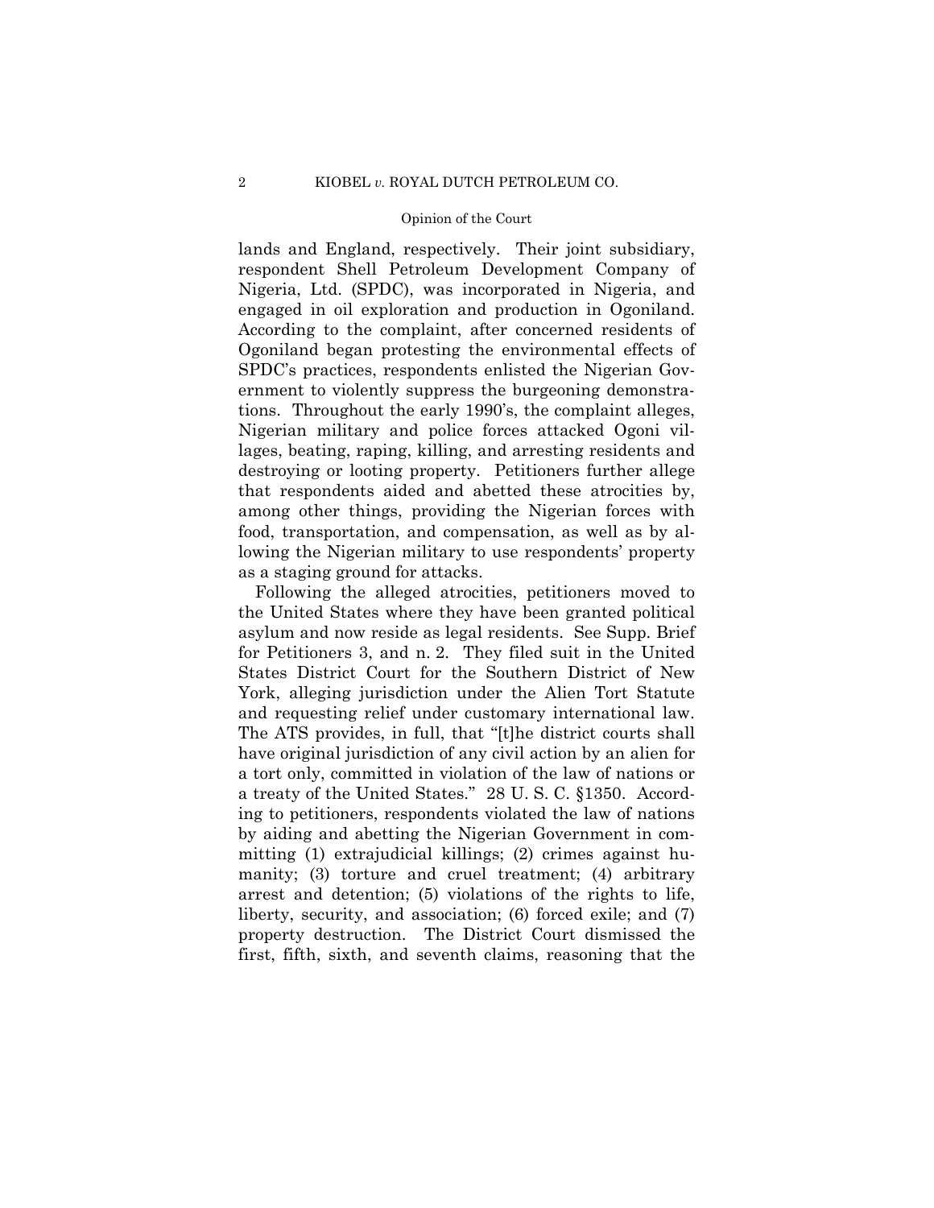lands and England, respectively. Their joint subsidiary, respondent Shell Petroleum Development Company of Nigeria, Ltd. (SPDC), was incorporated in Nigeria, and engaged in oil exploration and production in Ogoniland. According to the complaint, after concerned residents of Ogoniland began protesting the environmental effects of SPDC's practices, respondents enlisted the Nigerian Government to violently suppress the burgeoning demonstrations. Throughout the early 1990's, the complaint alleges, Nigerian military and police forces attacked Ogoni villages, beating, raping, killing, and arresting residents and destroying or looting property. Petitioners further allege that respondents aided and abetted these atrocities by, among other things, providing the Nigerian forces with food, transportation, and compensation, as well as by allowing the Nigerian military to use respondents' property as a staging ground for attacks.

Following the alleged atrocities, petitioners moved to the United States where they have been granted political asylum and now reside as legal residents. See Supp. Brief for Petitioners 3, and n. 2. They filed suit in the United States District Court for the Southern District of New York, alleging jurisdiction under the Alien Tort Statute and requesting relief under customary international law. The ATS provides, in full, that "[t]he district courts shall have original jurisdiction of any civil action by an alien for a tort only, committed in violation of the law of nations or a treaty of the United States." 28 U. S. C. §1350. According to petitioners, respondents violated the law of nations by aiding and abetting the Nigerian Government in committing (1) extrajudicial killings; (2) crimes against humanity; (3) torture and cruel treatment; (4) arbitrary arrest and detention; (5) violations of the rights to life, liberty, security, and association; (6) forced exile; and (7) property destruction. The District Court dismissed the first, fifth, sixth, and seventh claims, reasoning that the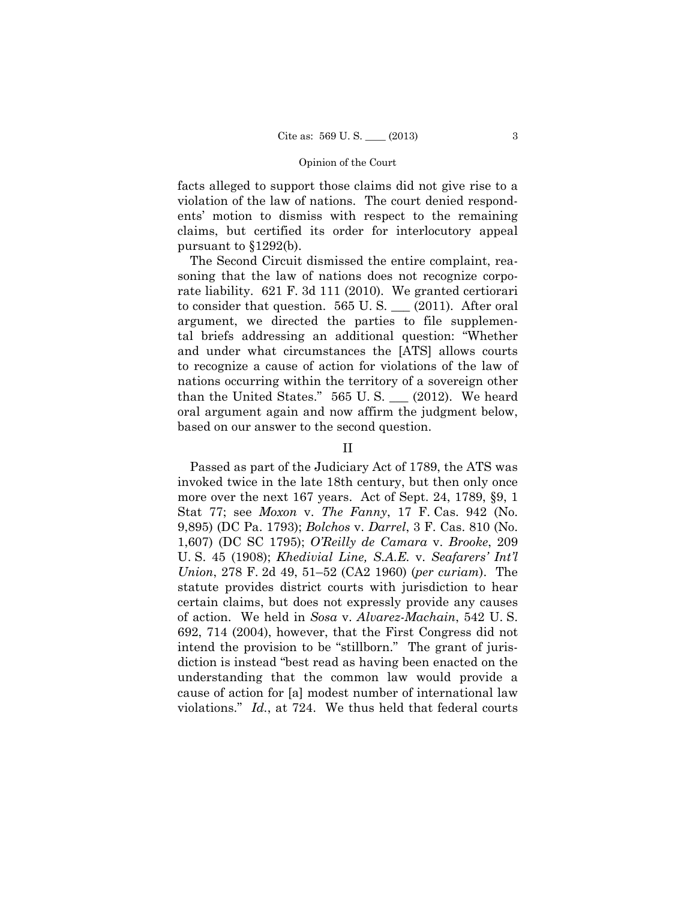facts alleged to support those claims did not give rise to a violation of the law of nations. The court denied respondents' motion to dismiss with respect to the remaining claims, but certified its order for interlocutory appeal pursuant to §1292(b).

The Second Circuit dismissed the entire complaint, reasoning that the law of nations does not recognize corporate liability. 621 F. 3d 111 (2010). We granted certiorari to consider that question. 565 U. S. ___ (2011). After oral argument, we directed the parties to file supplemental briefs addressing an additional question: "Whether and under what circumstances the [ATS] allows courts to recognize a cause of action for violations of the law of nations occurring within the territory of a sovereign other than the United States." 565 U. S. ___ (2012). We heard oral argument again and now affirm the judgment below, based on our answer to the second question.

## II

Passed as part of the Judiciary Act of 1789, the ATS was invoked twice in the late 18th century, but then only once more over the next 167 years. Act of Sept. 24, 1789, §9, 1 Stat 77; see *Moxon* v. *The Fanny*, 17 F. Cas. 942 (No. 9,895) (DC Pa. 1793); *Bolchos* v. *Darrel*, 3 F. Cas. 810 (No. 1,607) (DC SC 1795); *O'Reilly de Camara* v. *Brooke*, 209 U. S. 45 (1908); *Khedivial Line, S.A.E.* v. *Seafarers' Int'l Union*, 278 F. 2d 49, 51–52 (CA2 1960) (*per curiam*). The statute provides district courts with jurisdiction to hear certain claims, but does not expressly provide any causes of action. We held in *Sosa* v. *Alvarez-Machain*, 542 U. S. 692, 714 (2004), however, that the First Congress did not intend the provision to be "stillborn." The grant of jurisdiction is instead "best read as having been enacted on the understanding that the common law would provide a cause of action for [a] modest number of international law violations." *Id.*, at 724. We thus held that federal courts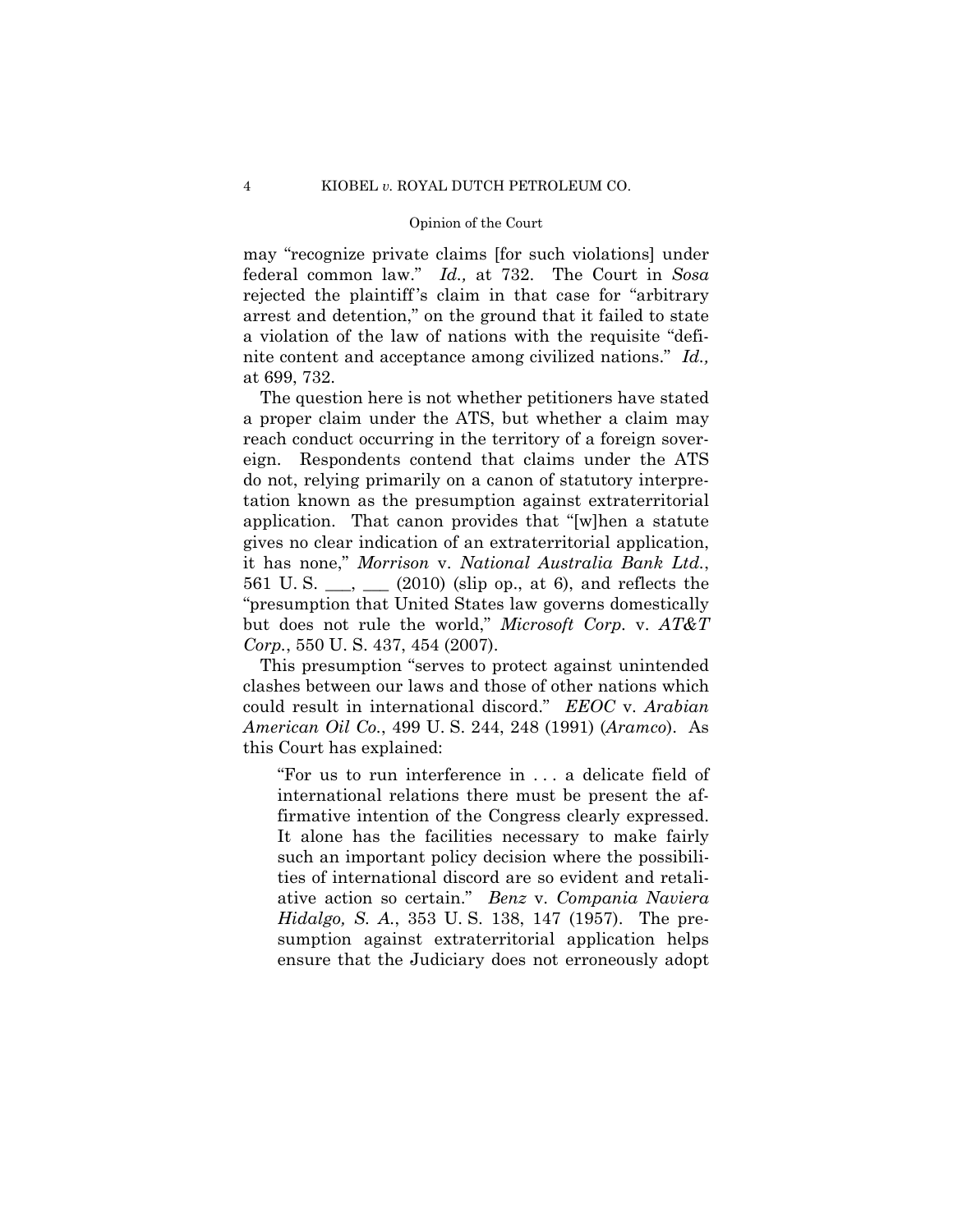may "recognize private claims [for such violations] under federal common law." *Id.,* at 732. The Court in *Sosa* rejected the plaintiff's claim in that case for "arbitrary arrest and detention," on the ground that it failed to state a violation of the law of nations with the requisite "definite content and acceptance among civilized nations." *Id.,* at 699, 732.

The question here is not whether petitioners have stated a proper claim under the ATS, but whether a claim may reach conduct occurring in the territory of a foreign sovereign. Respondents contend that claims under the ATS do not, relying primarily on a canon of statutory interpretation known as the presumption against extraterritorial application. That canon provides that "[w]hen a statute gives no clear indication of an extraterritorial application, it has none," *Morrison* v. *National Australia Bank Ltd.*, 561 U. S. ___, ___ (2010) (slip op., at 6), and reflects the "presumption that United States law governs domestically but does not rule the world," *Microsoft Corp.* v. *AT&T Corp.*, 550 U. S. 437, 454 (2007).

This presumption "serves to protect against unintended clashes between our laws and those of other nations which could result in international discord." *EEOC* v. *Arabian American Oil Co.*, 499 U. S. 244, 248 (1991) (*Aramco*). As this Court has explained:

> "For us to run interference in . . . a delicate field of international relations there must be present the affirmative intention of the Congress clearly expressed. It alone has the facilities necessary to make fairly such an important policy decision where the possibilities of international discord are so evident and retaliative action so certain." *Benz* v. *Compania Naviera Hidalgo, S. A.*, 353 U. S. 138, 147 (1957). The presumption against extraterritorial application helps ensure that the Judiciary does not erroneously adopt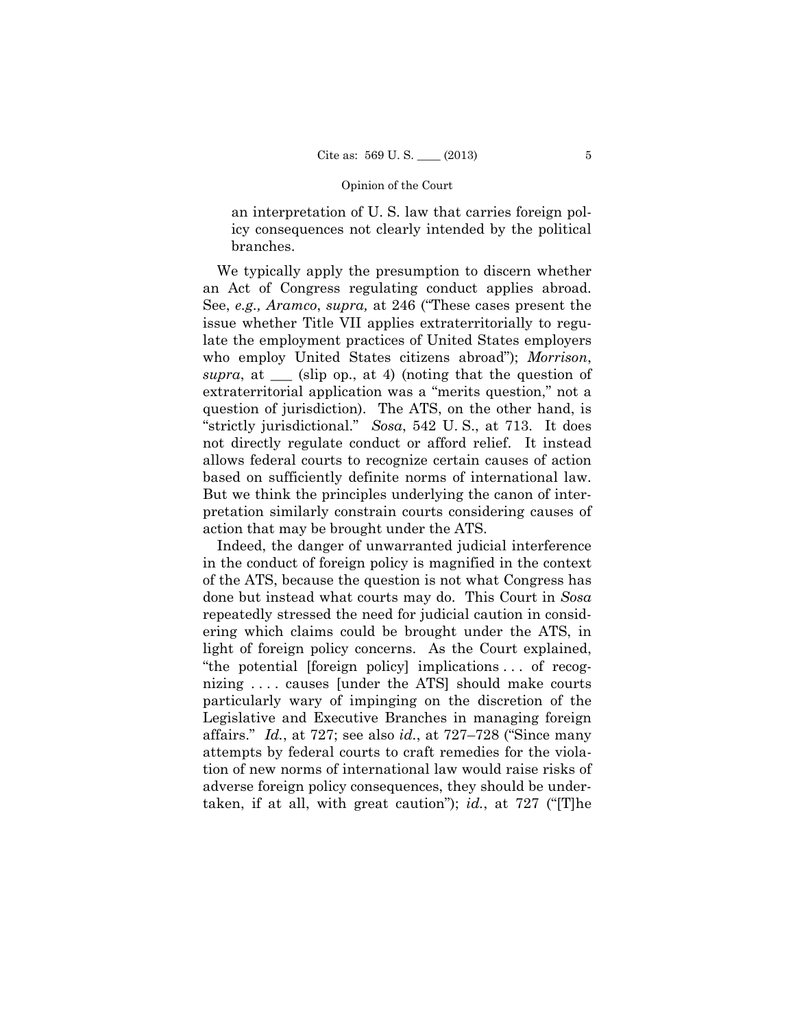> an interpretation of U. S. law that carries foreign policy consequences not clearly intended by the political branches.

We typically apply the presumption to discern whether an Act of Congress regulating conduct applies abroad. See, *e.g., Aramco*, *supra,* at 246 ("These cases present the issue whether Title VII applies extraterritorially to regulate the employment practices of United States employers who employ United States citizens abroad"); *Morrison*, *supra*, at ___ (slip op., at 4) (noting that the question of extraterritorial application was a "merits question," not a question of jurisdiction). The ATS, on the other hand, is "strictly jurisdictional." *Sosa*, 542 U. S., at 713. It does not directly regulate conduct or afford relief. It instead allows federal courts to recognize certain causes of action based on sufficiently definite norms of international law. But we think the principles underlying the canon of interpretation similarly constrain courts considering causes of action that may be brought under the ATS.

Indeed, the danger of unwarranted judicial interference in the conduct of foreign policy is magnified in the context of the ATS, because the question is not what Congress has done but instead what courts may do. This Court in *Sosa* repeatedly stressed the need for judicial caution in considering which claims could be brought under the ATS, in light of foreign policy concerns. As the Court explained, "the potential [foreign policy] implications . . . of recognizing . . . . causes [under the ATS] should make courts particularly wary of impinging on the discretion of the Legislative and Executive Branches in managing foreign affairs." *Id.*, at 727; see also *id.*, at 727–728 ("Since many attempts by federal courts to craft remedies for the violation of new norms of international law would raise risks of adverse foreign policy consequences, they should be undertaken, if at all, with great caution"); *id.*, at 727 ("[T]he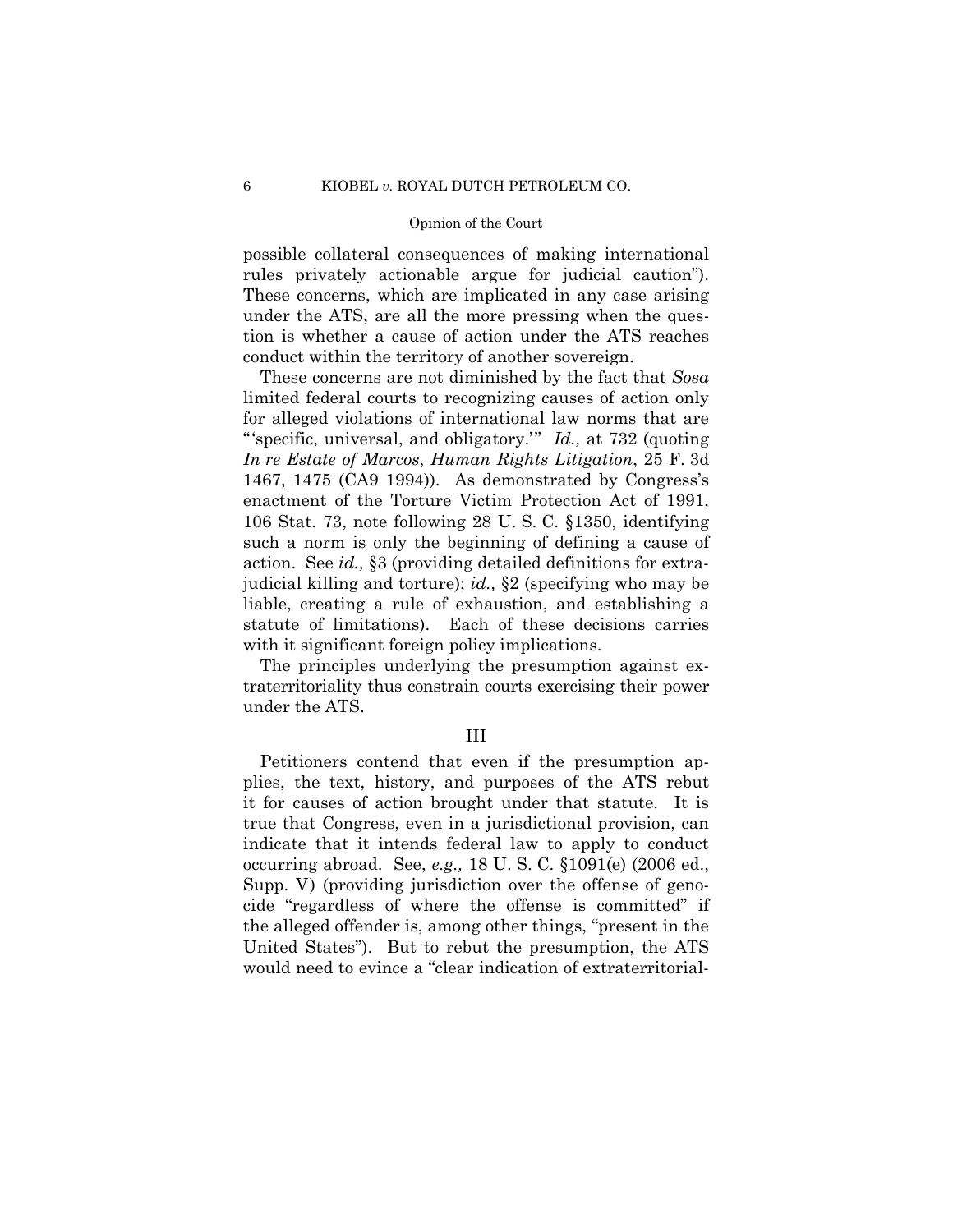possible collateral consequences of making international rules privately actionable argue for judicial caution"). These concerns, which are implicated in any case arising under the ATS, are all the more pressing when the question is whether a cause of action under the ATS reaches conduct within the territory of another sovereign.

These concerns are not diminished by the fact that *Sosa* limited federal courts to recognizing causes of action only for alleged violations of international law norms that are "'specific, universal, and obligatory.'" *Id.,* at 732 (quoting *In re Estate of Marcos*, *Human Rights Litigation*, 25 F. 3d 1467, 1475 (CA9 1994)). As demonstrated by Congress's enactment of the Torture Victim Protection Act of 1991, 106 Stat. 73, note following 28 U. S. C. §1350, identifying such a norm is only the beginning of defining a cause of action. See *id.,* §3 (providing detailed definitions for extrajudicial killing and torture); *id.,* §2 (specifying who may be liable, creating a rule of exhaustion, and establishing a statute of limitations). Each of these decisions carries with it significant foreign policy implications.

The principles underlying the presumption against extraterritoriality thus constrain courts exercising their power under the ATS.

## III

Petitioners contend that even if the presumption applies, the text, history, and purposes of the ATS rebut it for causes of action brought under that statute. It is true that Congress, even in a jurisdictional provision, can indicate that it intends federal law to apply to conduct occurring abroad. See, *e.g.,* 18 U. S. C. §1091(e) (2006 ed., Supp. V) (providing jurisdiction over the offense of genocide "regardless of where the offense is committed" if the alleged offender is, among other things, "present in the United States"). But to rebut the presumption, the ATS would need to evince a "clear indication of extraterritorial-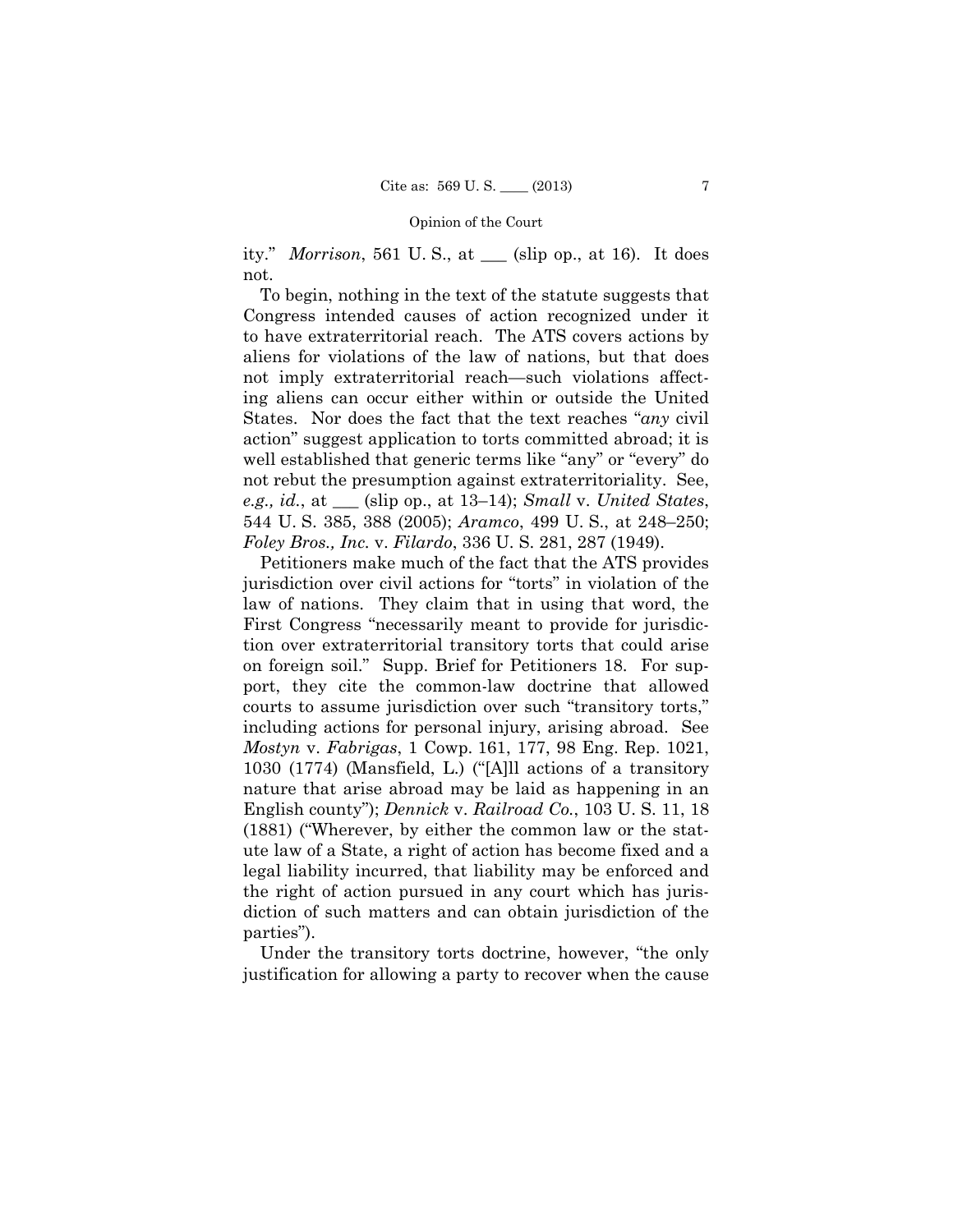ity." *Morrison*, 561 U. S., at ___ (slip op., at 16). It does not.

To begin, nothing in the text of the statute suggests that Congress intended causes of action recognized under it to have extraterritorial reach. The ATS covers actions by aliens for violations of the law of nations, but that does not imply extraterritorial reach—such violations affecting aliens can occur either within or outside the United States. Nor does the fact that the text reaches "*any* civil action" suggest application to torts committed abroad; it is well established that generic terms like "any" or "every" do not rebut the presumption against extraterritoriality. See, *e.g., id.*, at ___ (slip op., at 13–14); *Small* v. *United States*, 544 U. S. 385, 388 (2005); *Aramco*, 499 U. S., at 248–250; *Foley Bros., Inc.* v. *Filardo*, 336 U. S. 281, 287 (1949).

Petitioners make much of the fact that the ATS provides jurisdiction over civil actions for "torts" in violation of the law of nations. They claim that in using that word, the First Congress "necessarily meant to provide for jurisdiction over extraterritorial transitory torts that could arise on foreign soil." Supp. Brief for Petitioners 18. For support, they cite the common-law doctrine that allowed courts to assume jurisdiction over such "transitory torts," including actions for personal injury, arising abroad. See *Mostyn* v. *Fabrigas*, 1 Cowp. 161, 177, 98 Eng. Rep. 1021, 1030 (1774) (Mansfield, L.) ("[A]ll actions of a transitory nature that arise abroad may be laid as happening in an English county"); *Dennick* v. *Railroad Co.*, 103 U. S. 11, 18 (1881) ("Wherever, by either the common law or the statute law of a State, a right of action has become fixed and a legal liability incurred, that liability may be enforced and the right of action pursued in any court which has jurisdiction of such matters and can obtain jurisdiction of the parties").

Under the transitory torts doctrine, however, "the only justification for allowing a party to recover when the cause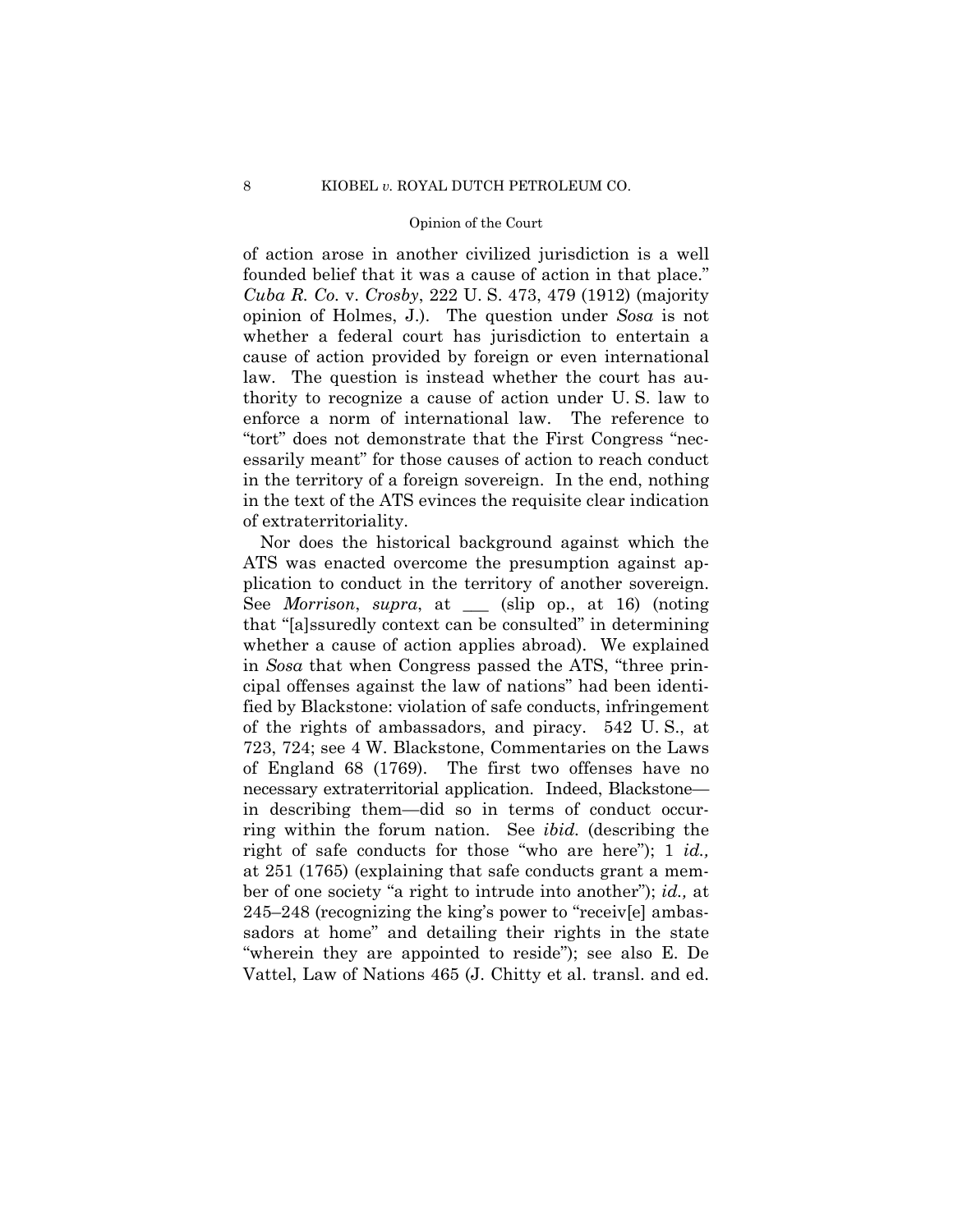of action arose in another civilized jurisdiction is a well founded belief that it was a cause of action in that place." *Cuba R. Co.* v. *Crosby*, 222 U. S. 473, 479 (1912) (majority opinion of Holmes, J.). The question under *Sosa* is not whether a federal court has jurisdiction to entertain a cause of action provided by foreign or even international law. The question is instead whether the court has authority to recognize a cause of action under U. S. law to enforce a norm of international law. The reference to "tort" does not demonstrate that the First Congress "necessarily meant" for those causes of action to reach conduct in the territory of a foreign sovereign. In the end, nothing in the text of the ATS evinces the requisite clear indication of extraterritoriality.

Nor does the historical background against which the ATS was enacted overcome the presumption against application to conduct in the territory of another sovereign. See *Morrison*, *supra*, at ___ (slip op., at 16) (noting that "[a]ssuredly context can be consulted" in determining whether a cause of action applies abroad). We explained in *Sosa* that when Congress passed the ATS, "three principal offenses against the law of nations" had been identified by Blackstone: violation of safe conducts, infringement of the rights of ambassadors, and piracy. 542 U. S., at 723, 724; see 4 W. Blackstone, Commentaries on the Laws of England 68 (1769). The first two offenses have no necessary extraterritorial application. Indeed, Blackstone—in describing them—did so in terms of conduct occurring within the forum nation. See *ibid.* (describing the right of safe conducts for those "who are here"); 1 *id.,* at 251 (1765) (explaining that safe conducts grant a member of one society "a right to intrude into another"); *id.,* at 245–248 (recognizing the king's power to "receiv[e] ambassadors at home" and detailing their rights in the state "wherein they are appointed to reside"); see also E. De Vattel, Law of Nations 465 (J. Chitty et al. transl. and ed.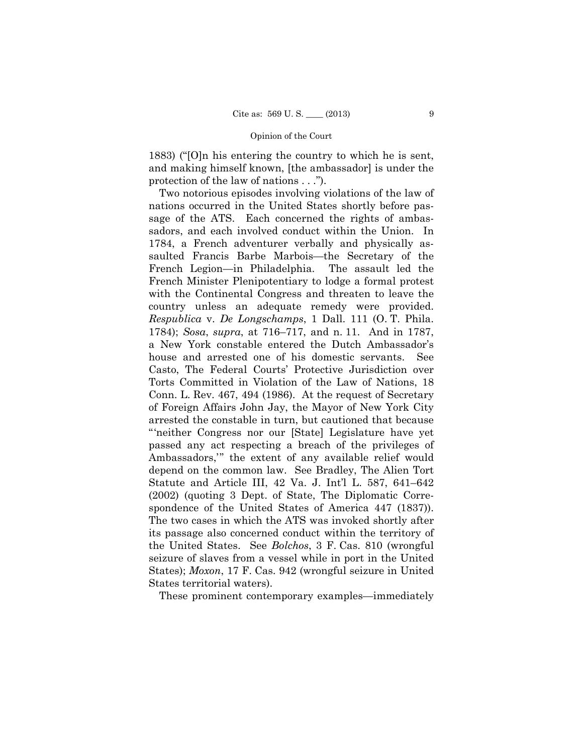1883) ("[O]n his entering the country to which he is sent, and making himself known, [the ambassador] is under the protection of the law of nations . . .").

Two notorious episodes involving violations of the law of nations occurred in the United States shortly before passage of the ATS. Each concerned the rights of ambassadors, and each involved conduct within the Union. In 1784, a French adventurer verbally and physically assaulted Francis Barbe Marbois—the Secretary of the French Legion—in Philadelphia. The assault led the French Minister Plenipotentiary to lodge a formal protest with the Continental Congress and threaten to leave the country unless an adequate remedy were provided. *Respublica* v. *De Longschamps*, 1 Dall. 111 (O. T. Phila. 1784); *Sosa*, *supra*, at 716–717, and n. 11. And in 1787, a New York constable entered the Dutch Ambassador's house and arrested one of his domestic servants. See Casto, The Federal Courts' Protective Jurisdiction over Torts Committed in Violation of the Law of Nations, 18 Conn. L. Rev. 467, 494 (1986). At the request of Secretary of Foreign Affairs John Jay, the Mayor of New York City arrested the constable in turn, but cautioned that because "'neither Congress nor our [State] Legislature have yet passed any act respecting a breach of the privileges of Ambassadors,'" the extent of any available relief would depend on the common law. See Bradley, The Alien Tort Statute and Article III, 42 Va. J. Int'l L. 587, 641–642 (2002) (quoting 3 Dept. of State, The Diplomatic Correspondence of the United States of America 447 (1837)). The two cases in which the ATS was invoked shortly after its passage also concerned conduct within the territory of the United States. See *Bolchos*, 3 F. Cas. 810 (wrongful seizure of slaves from a vessel while in port in the United States); *Moxon*, 17 F. Cas. 942 (wrongful seizure in United States territorial waters).

These prominent contemporary examples—immediately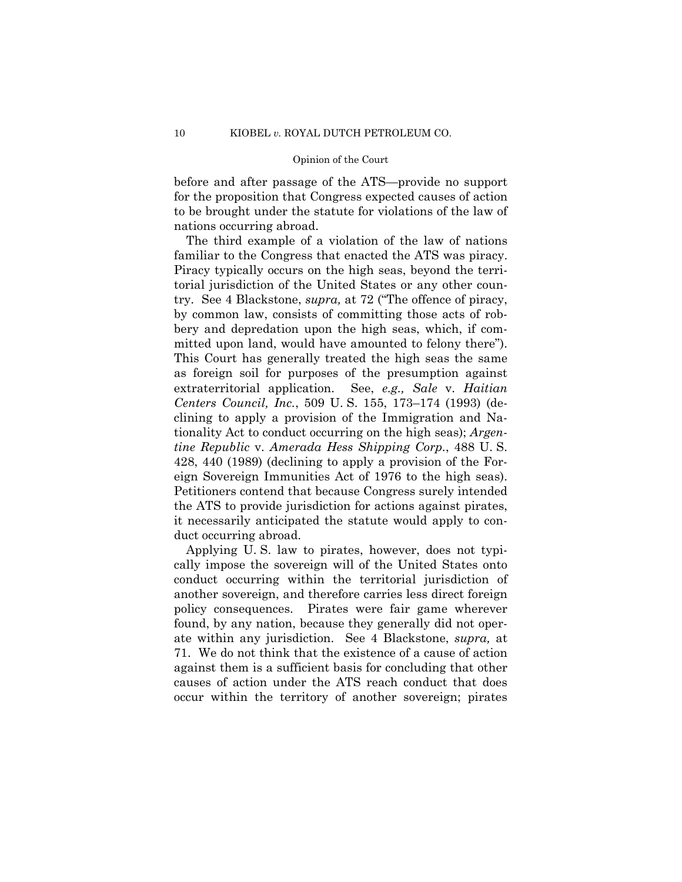before and after passage of the ATS—provide no support for the proposition that Congress expected causes of action to be brought under the statute for violations of the law of nations occurring abroad.

The third example of a violation of the law of nations familiar to the Congress that enacted the ATS was piracy. Piracy typically occurs on the high seas, beyond the territorial jurisdiction of the United States or any other country. See 4 Blackstone, *supra,* at 72 ("The offence of piracy, by common law, consists of committing those acts of robbery and depredation upon the high seas, which, if committed upon land, would have amounted to felony there"). This Court has generally treated the high seas the same as foreign soil for purposes of the presumption against extraterritorial application. See, *e.g., Sale* v. *Haitian Centers Council, Inc.*, 509 U. S. 155, 173–174 (1993) (declining to apply a provision of the Immigration and Nationality Act to conduct occurring on the high seas); *Argentine Republic* v. *Amerada Hess Shipping Corp.*, 488 U. S. 428, 440 (1989) (declining to apply a provision of the Foreign Sovereign Immunities Act of 1976 to the high seas). Petitioners contend that because Congress surely intended the ATS to provide jurisdiction for actions against pirates, it necessarily anticipated the statute would apply to conduct occurring abroad.

Applying U. S. law to pirates, however, does not typically impose the sovereign will of the United States onto conduct occurring within the territorial jurisdiction of another sovereign, and therefore carries less direct foreign policy consequences. Pirates were fair game wherever found, by any nation, because they generally did not operate within any jurisdiction. See 4 Blackstone, *supra,* at 71. We do not think that the existence of a cause of action against them is a sufficient basis for concluding that other causes of action under the ATS reach conduct that does occur within the territory of another sovereign; pirates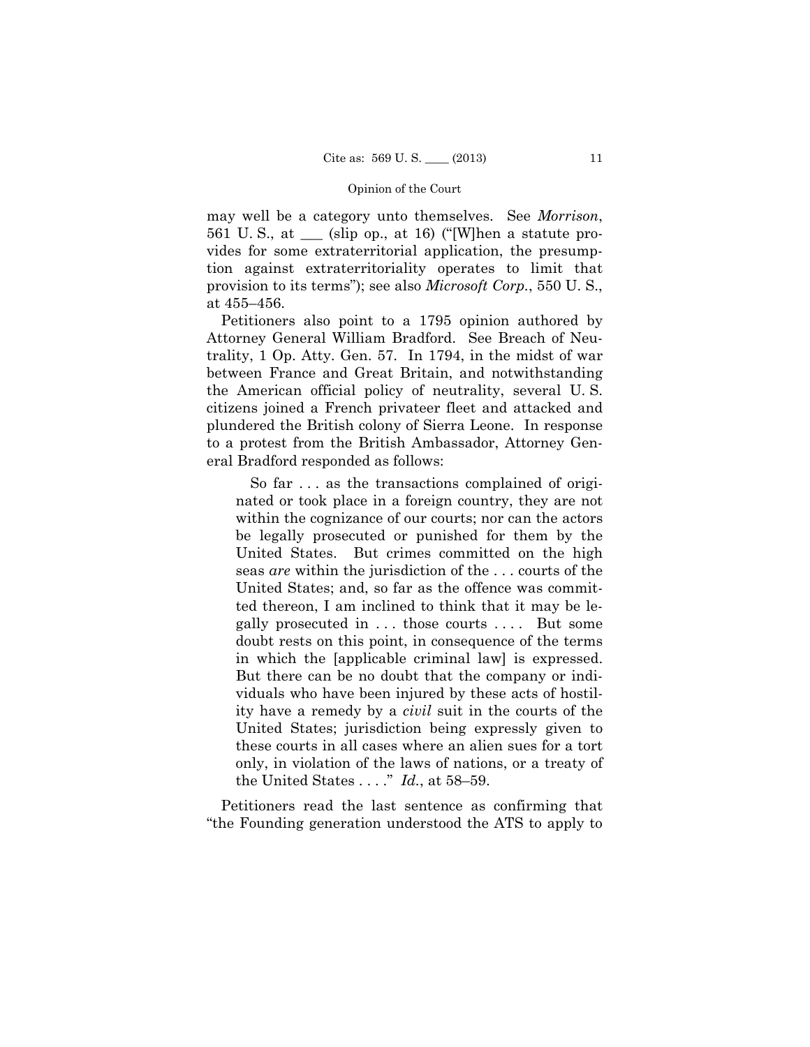may well be a category unto themselves. See *Morrison*, 561 U. S., at ___ (slip op., at 16) ("[W]hen a statute provides for some extraterritorial application, the presumption against extraterritoriality operates to limit that provision to its terms"); see also *Microsoft Corp.*, 550 U. S., at 455–456.

Petitioners also point to a 1795 opinion authored by Attorney General William Bradford. See Breach of Neutrality, 1 Op. Atty. Gen. 57. In 1794, in the midst of war between France and Great Britain, and notwithstanding the American official policy of neutrality, several U. S. citizens joined a French privateer fleet and attacked and plundered the British colony of Sierra Leone. In response to a protest from the British Ambassador, Attorney General Bradford responded as follows:

> So far . . . as the transactions complained of originated or took place in a foreign country, they are not within the cognizance of our courts; nor can the actors be legally prosecuted or punished for them by the United States. But crimes committed on the high seas *are* within the jurisdiction of the . . . courts of the United States; and, so far as the offence was committed thereon, I am inclined to think that it may be legally prosecuted in . . . those courts . . . . But some doubt rests on this point, in consequence of the terms in which the [applicable criminal law] is expressed. But there can be no doubt that the company or individuals who have been injured by these acts of hostility have a remedy by a *civil* suit in the courts of the United States; jurisdiction being expressly given to these courts in all cases where an alien sues for a tort only, in violation of the laws of nations, or a treaty of the United States . . . ." *Id.*, at 58–59.

Petitioners read the last sentence as confirming that "the Founding generation understood the ATS to apply to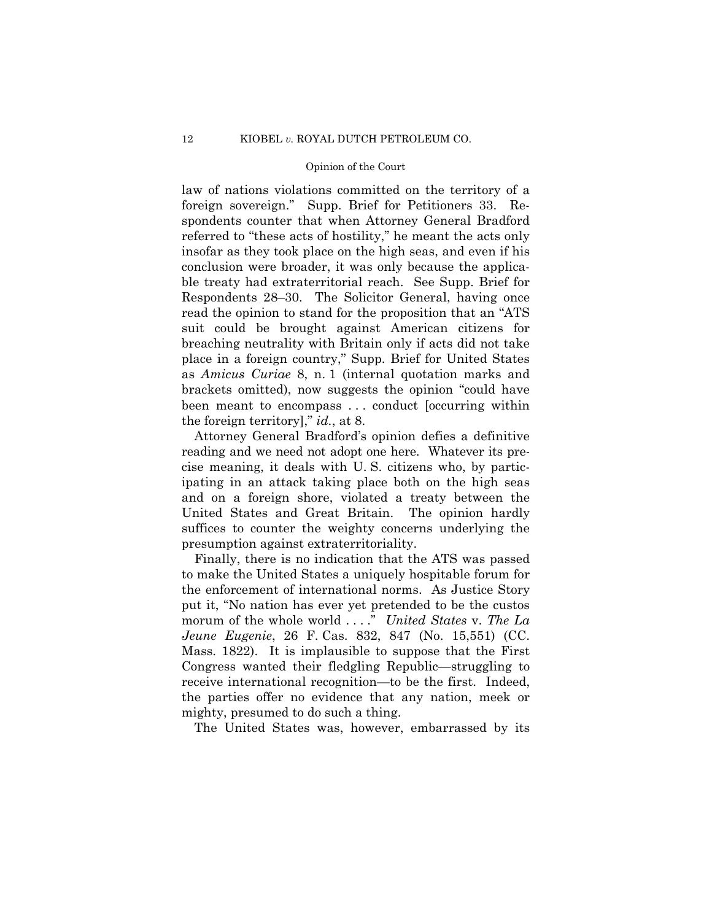law of nations violations committed on the territory of a foreign sovereign." Supp. Brief for Petitioners 33. Respondents counter that when Attorney General Bradford referred to "these acts of hostility," he meant the acts only insofar as they took place on the high seas, and even if his conclusion were broader, it was only because the applicable treaty had extraterritorial reach. See Supp. Brief for Respondents 28–30. The Solicitor General, having once read the opinion to stand for the proposition that an "ATS suit could be brought against American citizens for breaching neutrality with Britain only if acts did not take place in a foreign country," Supp. Brief for United States as *Amicus Curiae* 8, n. 1 (internal quotation marks and brackets omitted), now suggests the opinion "could have been meant to encompass . . . conduct [occurring within the foreign territory]," *id.*, at 8.

Attorney General Bradford's opinion defies a definitive reading and we need not adopt one here. Whatever its precise meaning, it deals with U. S. citizens who, by participating in an attack taking place both on the high seas and on a foreign shore, violated a treaty between the United States and Great Britain. The opinion hardly suffices to counter the weighty concerns underlying the presumption against extraterritoriality.

Finally, there is no indication that the ATS was passed to make the United States a uniquely hospitable forum for the enforcement of international norms. As Justice Story put it, "No nation has ever yet pretended to be the custos morum of the whole world . . . ." *United States* v. *The La Jeune Eugenie*, 26 F. Cas. 832, 847 (No. 15,551) (CC. Mass. 1822). It is implausible to suppose that the First Congress wanted their fledgling Republic—struggling to receive international recognition—to be the first. Indeed, the parties offer no evidence that any nation, meek or mighty, presumed to do such a thing.

The United States was, however, embarrassed by its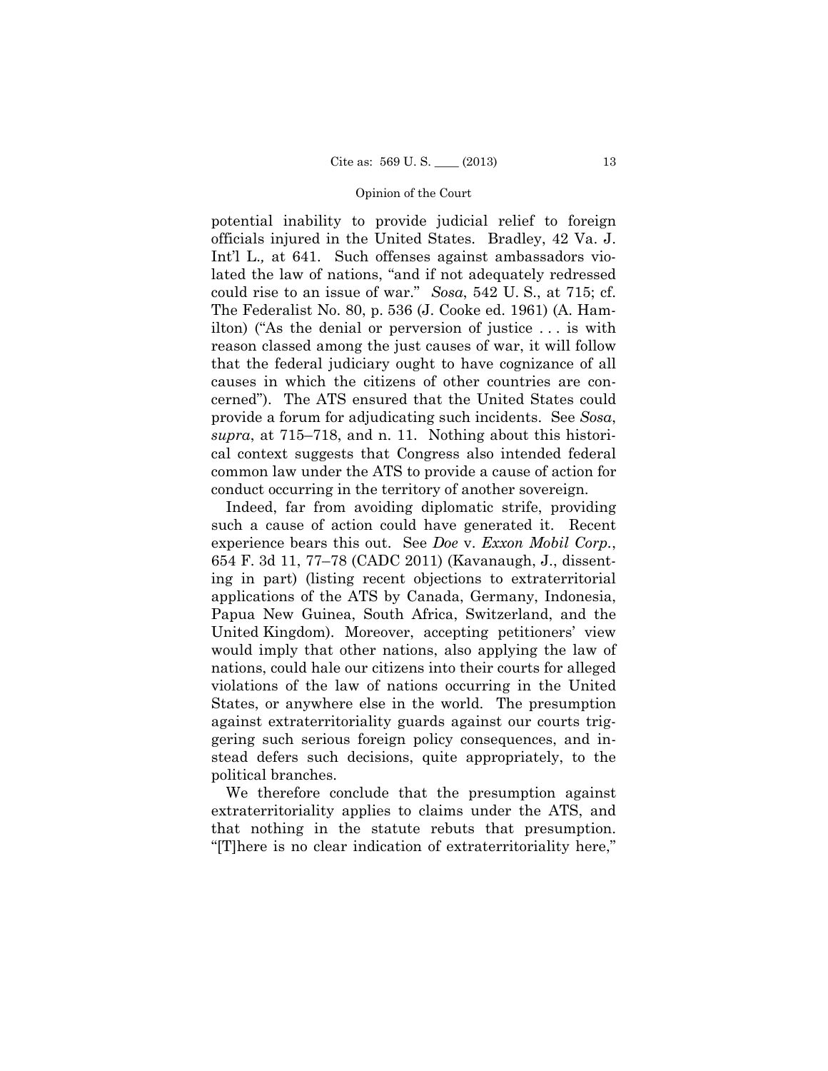potential inability to provide judicial relief to foreign officials injured in the United States. Bradley, 42 Va. J. Int'l L.*,* at 641. Such offenses against ambassadors violated the law of nations, "and if not adequately redressed could rise to an issue of war." *Sosa*, 542 U. S., at 715; cf. The Federalist No. 80, p. 536 (J. Cooke ed. 1961) (A. Hamilton) ("As the denial or perversion of justice . . . is with reason classed among the just causes of war, it will follow that the federal judiciary ought to have cognizance of all causes in which the citizens of other countries are concerned"). The ATS ensured that the United States could provide a forum for adjudicating such incidents. See *Sosa*, *supra*, at 715–718, and n. 11. Nothing about this historical context suggests that Congress also intended federal common law under the ATS to provide a cause of action for conduct occurring in the territory of another sovereign.

Indeed, far from avoiding diplomatic strife, providing such a cause of action could have generated it. Recent experience bears this out. See *Doe* v. *Exxon Mobil Corp.*, 654 F. 3d 11, 77–78 (CADC 2011) (Kavanaugh, J., dissenting in part) (listing recent objections to extraterritorial applications of the ATS by Canada, Germany, Indonesia, Papua New Guinea, South Africa, Switzerland, and the United Kingdom). Moreover, accepting petitioners' view would imply that other nations, also applying the law of nations, could hale our citizens into their courts for alleged violations of the law of nations occurring in the United States, or anywhere else in the world. The presumption against extraterritoriality guards against our courts triggering such serious foreign policy consequences, and instead defers such decisions, quite appropriately, to the political branches.

We therefore conclude that the presumption against extraterritoriality applies to claims under the ATS, and that nothing in the statute rebuts that presumption. "[T]here is no clear indication of extraterritoriality here,"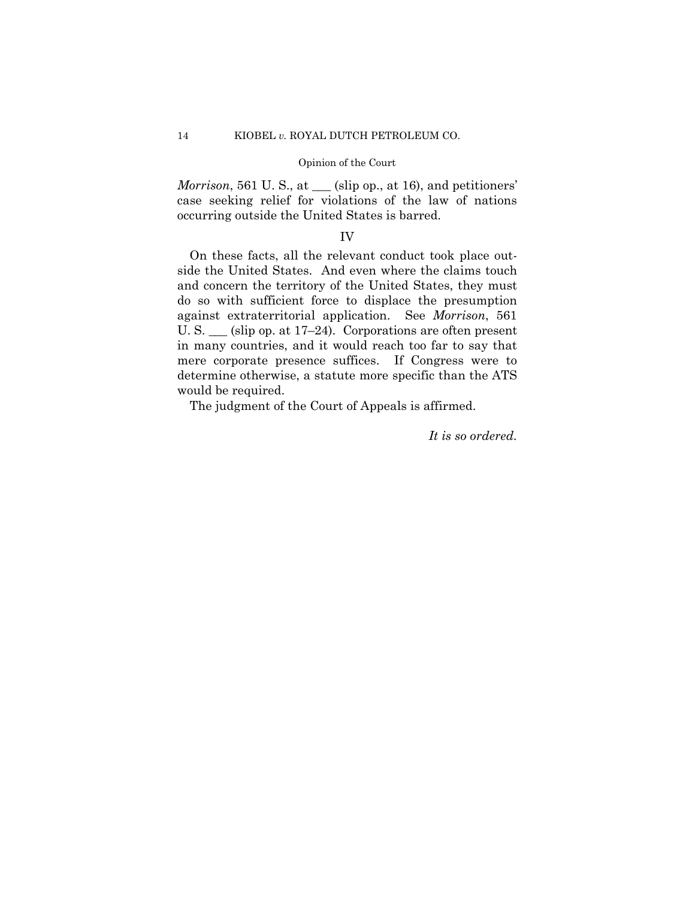*Morrison*, 561 U. S., at ___ (slip op., at 16), and petitioners' case seeking relief for violations of the law of nations occurring outside the United States is barred.

## IV

On these facts, all the relevant conduct took place outside the United States. And even where the claims touch and concern the territory of the United States, they must do so with sufficient force to displace the presumption against extraterritorial application. See *Morrison*, 561 U. S. ___ (slip op. at 17–24). Corporations are often present in many countries, and it would reach too far to say that mere corporate presence suffices. If Congress were to determine otherwise, a statute more specific than the ATS would be required.

The judgment of the Court of Appeals is affirmed.

*It is so ordered.*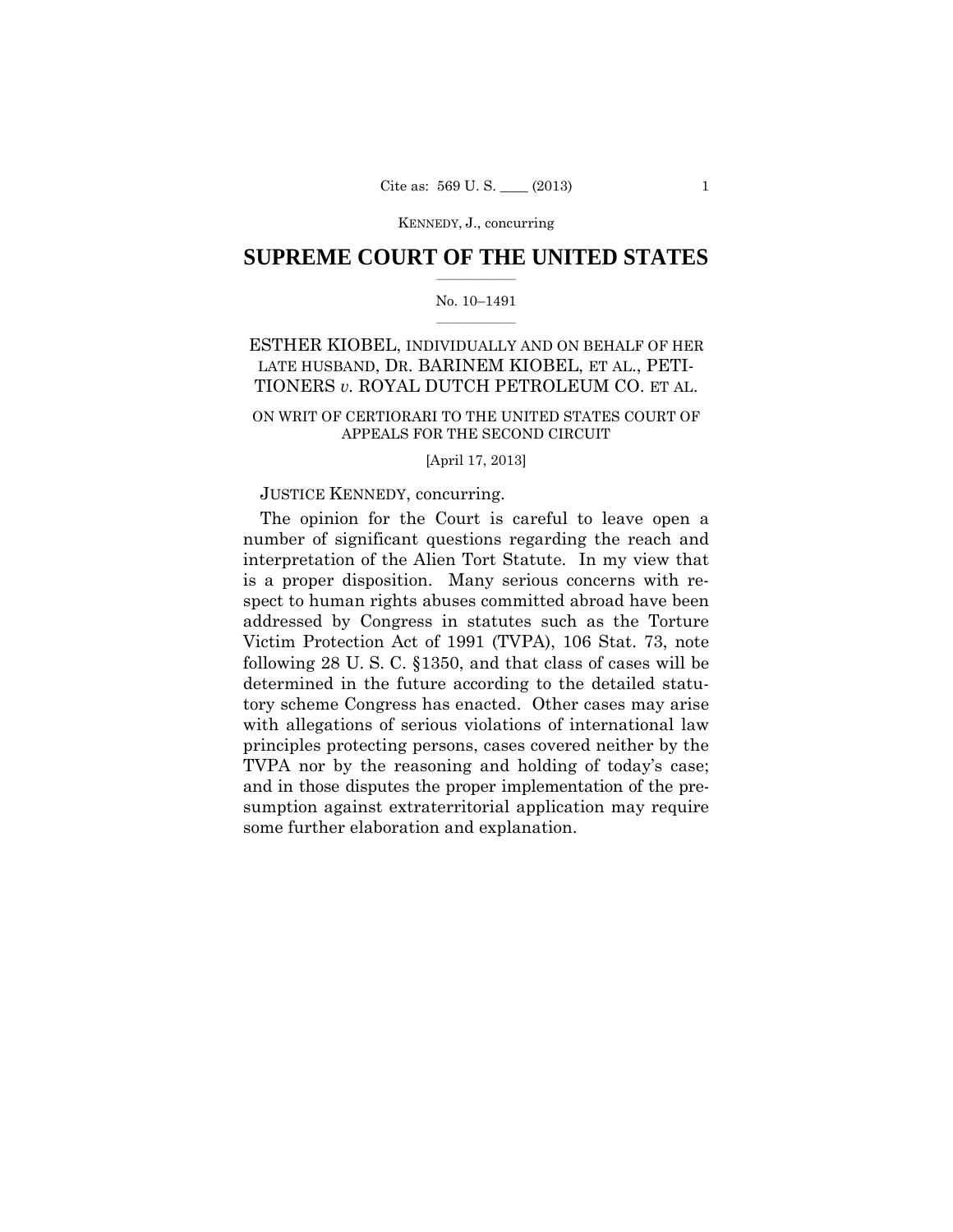# SUPREME COURT OF THE UNITED STATES

No. 10–1491

ESTHER KIOBEL, INDIVIDUALLY AND ON BEHALF OF HER LATE HUSBAND, DR. BARINEM KIOBEL, ET AL., PETITIONERS *v.* ROYAL DUTCH PETROLEUM CO. ET AL.

ON WRIT OF CERTIORARI TO THE UNITED STATES COURT OF APPEALS FOR THE SECOND CIRCUIT

[April 17, 2013]

JUSTICE KENNEDY, concurring.

The opinion for the Court is careful to leave open a number of significant questions regarding the reach and interpretation of the Alien Tort Statute. In my view that is a proper disposition. Many serious concerns with respect to human rights abuses committed abroad have been addressed by Congress in statutes such as the Torture Victim Protection Act of 1991 (TVPA), 106 Stat. 73, note following 28 U. S. C. §1350, and that class of cases will be determined in the future according to the detailed statutory scheme Congress has enacted. Other cases may arise with allegations of serious violations of international law principles protecting persons, cases covered neither by the TVPA nor by the reasoning and holding of today's case; and in those disputes the proper implementation of the presumption against extraterritorial application may require some further elaboration and explanation.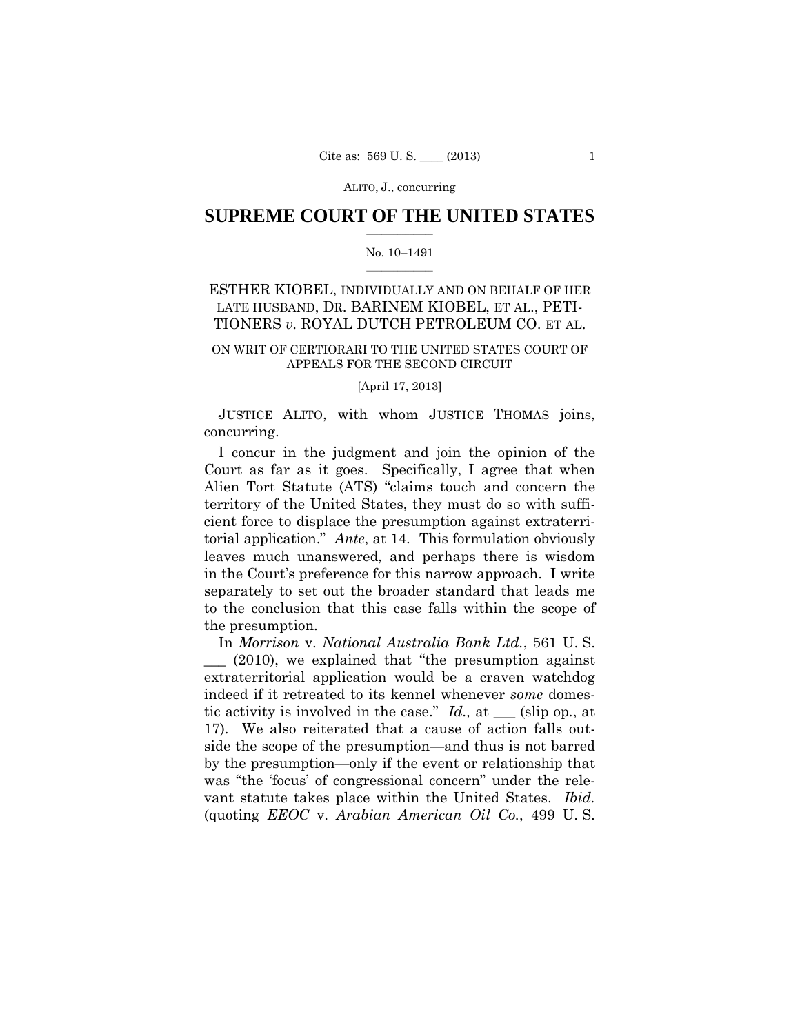# SUPREME COURT OF THE UNITED STATES

No. 10–1491

ESTHER KIOBEL, INDIVIDUALLY AND ON BEHALF OF HER LATE HUSBAND, DR. BARINEM KIOBEL, ET AL., PETITIONERS *v.* ROYAL DUTCH PETROLEUM CO. ET AL.

ON WRIT OF CERTIORARI TO THE UNITED STATES COURT OF APPEALS FOR THE SECOND CIRCUIT

[April 17, 2013]

JUSTICE ALITO, with whom JUSTICE THOMAS joins, concurring.

I concur in the judgment and join the opinion of the Court as far as it goes. Specifically, I agree that when Alien Tort Statute (ATS) "claims touch and concern the territory of the United States, they must do so with sufficient force to displace the presumption against extraterritorial application." *Ante*, at 14. This formulation obviously leaves much unanswered, and perhaps there is wisdom in the Court's preference for this narrow approach. I write separately to set out the broader standard that leads me to the conclusion that this case falls within the scope of the presumption.

In *Morrison* v. *National Australia Bank Ltd.*, 561 U. S. ___ (2010), we explained that "the presumption against extraterritorial application would be a craven watchdog indeed if it retreated to its kennel whenever *some* domestic activity is involved in the case." *Id.,* at ___ (slip op., at 17). We also reiterated that a cause of action falls outside the scope of the presumption—and thus is not barred by the presumption—only if the event or relationship that was "the 'focus' of congressional concern" under the relevant statute takes place within the United States. *Ibid.* (quoting *EEOC* v. *Arabian American Oil Co.*, 499 U. S.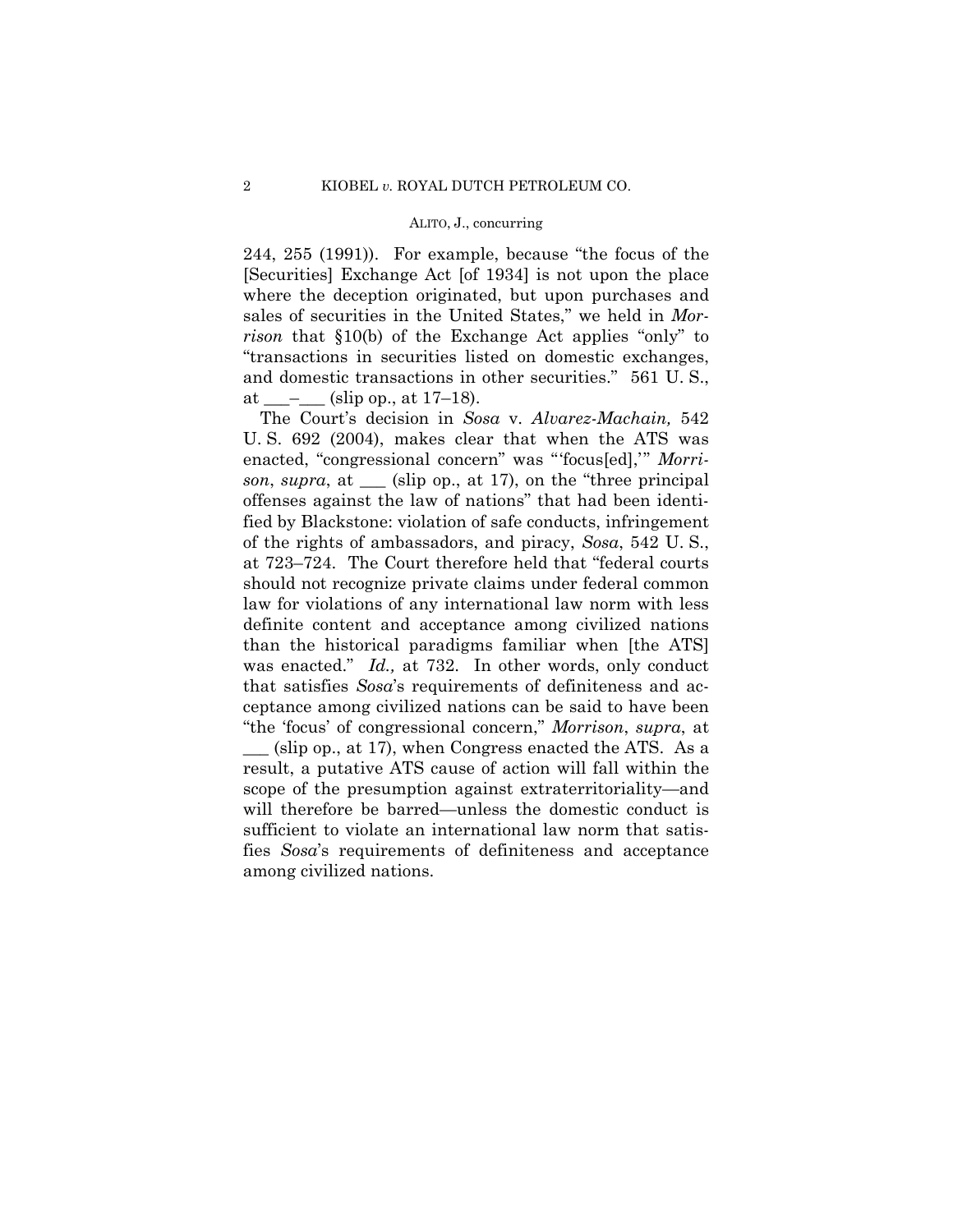244, 255 (1991)). For example, because "the focus of the [Securities] Exchange Act [of 1934] is not upon the place where the deception originated, but upon purchases and sales of securities in the United States," we held in *Morrison* that §10(b) of the Exchange Act applies "only" to "transactions in securities listed on domestic exchanges, and domestic transactions in other securities." 561 U. S., at ___–___ (slip op., at 17–18).

The Court's decision in *Sosa* v. *Alvarez-Machain,* 542 U. S. 692 (2004), makes clear that when the ATS was enacted, "congressional concern" was "'focus[ed],'" *Morrison*, *supra*, at ___ (slip op., at 17), on the "three principal offenses against the law of nations" that had been identified by Blackstone: violation of safe conducts, infringement of the rights of ambassadors, and piracy, *Sosa*, 542 U. S., at 723–724. The Court therefore held that "federal courts should not recognize private claims under federal common law for violations of any international law norm with less definite content and acceptance among civilized nations than the historical paradigms familiar when [the ATS] was enacted." *Id.,* at 732. In other words, only conduct that satisfies *Sosa*'s requirements of definiteness and acceptance among civilized nations can be said to have been "the 'focus' of congressional concern," *Morrison*, *supra*, at ___ (slip op., at 17), when Congress enacted the ATS. As a result, a putative ATS cause of action will fall within the scope of the presumption against extraterritoriality—and will therefore be barred—unless the domestic conduct is sufficient to violate an international law norm that satisfies *Sosa*'s requirements of definiteness and acceptance among civilized nations.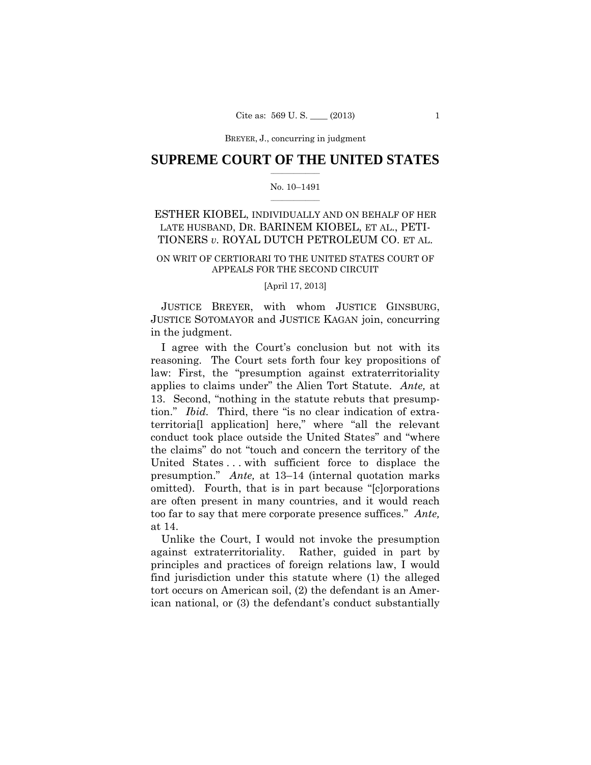# SUPREME COURT OF THE UNITED STATES

No. 10–1491

ESTHER KIOBEL, INDIVIDUALLY AND ON BEHALF OF HER LATE HUSBAND, DR. BARINEM KIOBEL, ET AL., PETITIONERS *v.* ROYAL DUTCH PETROLEUM CO. ET AL.

ON WRIT OF CERTIORARI TO THE UNITED STATES COURT OF APPEALS FOR THE SECOND CIRCUIT

[April 17, 2013]

JUSTICE BREYER, with whom JUSTICE GINSBURG, JUSTICE SOTOMAYOR and JUSTICE KAGAN join, concurring in the judgment.

I agree with the Court's conclusion but not with its reasoning. The Court sets forth four key propositions of law: First, the "presumption against extraterritoriality applies to claims under" the Alien Tort Statute. *Ante,* at 13. Second, "nothing in the statute rebuts that presumption." *Ibid.* Third, there "is no clear indication of extraterritoria[l application] here," where "all the relevant conduct took place outside the United States" and "where the claims" do not "touch and concern the territory of the United States . . . with sufficient force to displace the presumption." *Ante,* at 13–14 (internal quotation marks omitted). Fourth, that is in part because "[c]orporations are often present in many countries, and it would reach too far to say that mere corporate presence suffices." *Ante,* at 14.

Unlike the Court, I would not invoke the presumption against extraterritoriality. Rather, guided in part by principles and practices of foreign relations law, I would find jurisdiction under this statute where (1) the alleged tort occurs on American soil, (2) the defendant is an American national, or (3) the defendant's conduct substantially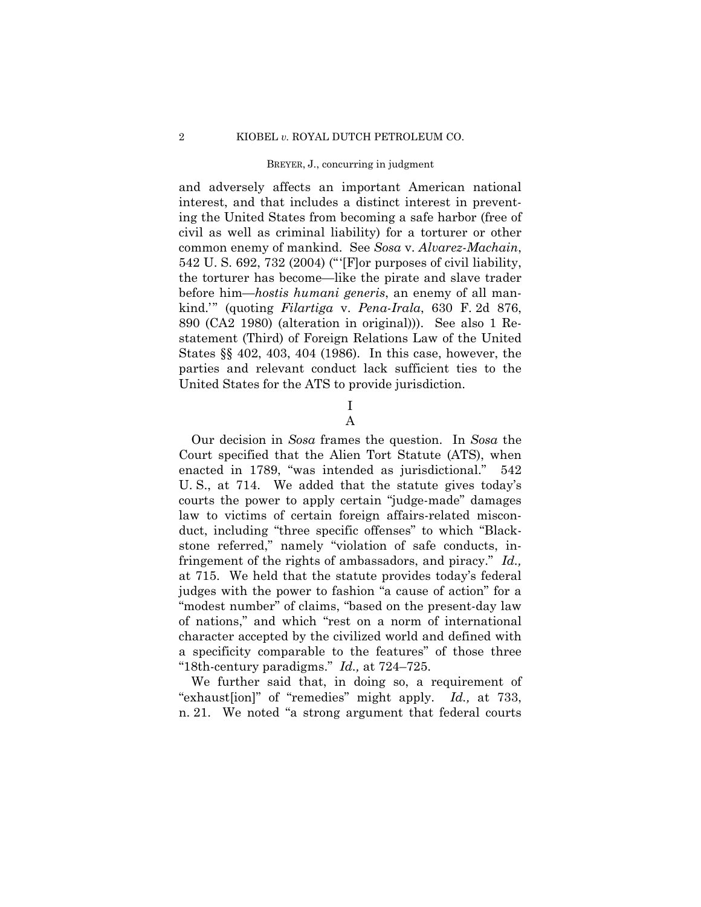and adversely affects an important American national interest, and that includes a distinct interest in preventing the United States from becoming a safe harbor (free of civil as well as criminal liability) for a torturer or other common enemy of mankind. See *Sosa* v. *Alvarez-Machain*, 542 U. S. 692, 732 (2004) ("'[F]or purposes of civil liability, the torturer has become—like the pirate and slave trader before him—*hostis humani generis*, an enemy of all mankind.'" (quoting *Filartiga* v. *Pena-Irala*, 630 F. 2d 876, 890 (CA2 1980) (alteration in original))). See also 1 Restatement (Third) of Foreign Relations Law of the United States §§ 402, 403, 404 (1986). In this case, however, the parties and relevant conduct lack sufficient ties to the United States for the ATS to provide jurisdiction.

# I

## A

Our decision in *Sosa* frames the question. In *Sosa* the Court specified that the Alien Tort Statute (ATS), when enacted in 1789, "was intended as jurisdictional." 542 U. S., at 714. We added that the statute gives today's courts the power to apply certain "judge-made" damages law to victims of certain foreign affairs-related misconduct, including "three specific offenses" to which "Blackstone referred," namely "violation of safe conducts, infringement of the rights of ambassadors, and piracy." *Id.,* at 715. We held that the statute provides today's federal judges with the power to fashion "a cause of action" for a "modest number" of claims, "based on the present-day law of nations," and which "rest on a norm of international character accepted by the civilized world and defined with a specificity comparable to the features" of those three "18th-century paradigms." *Id.,* at 724–725.

We further said that, in doing so, a requirement of "exhaust[ion]" of "remedies" might apply. *Id.,* at 733, n. 21. We noted "a strong argument that federal courts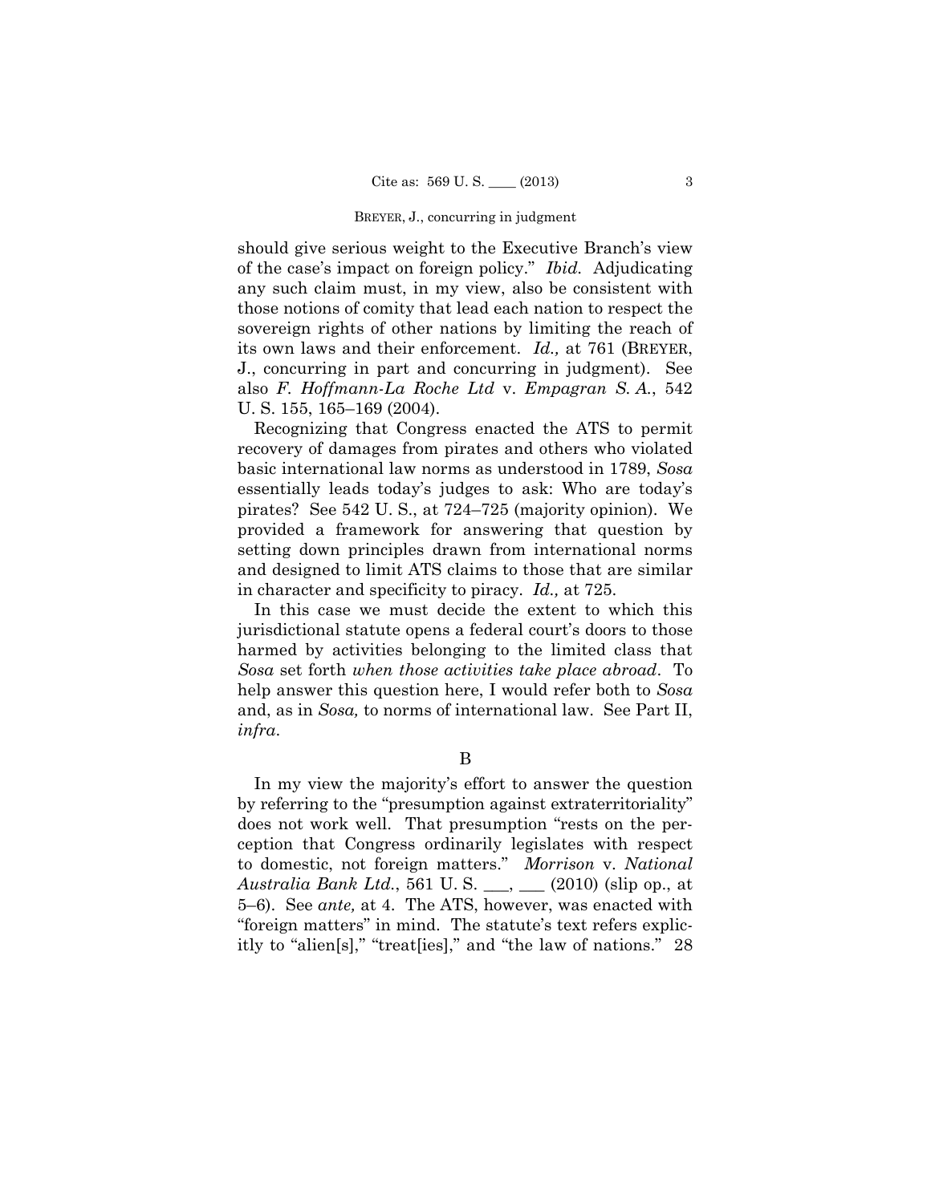should give serious weight to the Executive Branch's view of the case's impact on foreign policy." *Ibid.* Adjudicating any such claim must, in my view, also be consistent with those notions of comity that lead each nation to respect the sovereign rights of other nations by limiting the reach of its own laws and their enforcement. *Id.,* at 761 (BREYER, J., concurring in part and concurring in judgment). See also *F. Hoffmann-La Roche Ltd* v. *Empagran S. A.*, 542 U. S. 155, 165–169 (2004).

Recognizing that Congress enacted the ATS to permit recovery of damages from pirates and others who violated basic international law norms as understood in 1789, *Sosa* essentially leads today's judges to ask: Who are today's pirates? See 542 U. S., at 724–725 (majority opinion). We provided a framework for answering that question by setting down principles drawn from international norms and designed to limit ATS claims to those that are similar in character and specificity to piracy. *Id.,* at 725.

In this case we must decide the extent to which this jurisdictional statute opens a federal court's doors to those harmed by activities belonging to the limited class that *Sosa* set forth *when those activities take place abroad*. To help answer this question here, I would refer both to *Sosa* and, as in *Sosa,* to norms of international law. See Part II, *infra*.

B

In my view the majority's effort to answer the question by referring to the "presumption against extraterritoriality" does not work well. That presumption "rests on the perception that Congress ordinarily legislates with respect to domestic, not foreign matters." *Morrison* v. *National Australia Bank Ltd.*, 561 U. S. ___, ___ (2010) (slip op., at 5–6). See *ante,* at 4. The ATS, however, was enacted with "foreign matters" in mind. The statute's text refers explicitly to "alien[s]," "treat[ies]," and "the law of nations." 28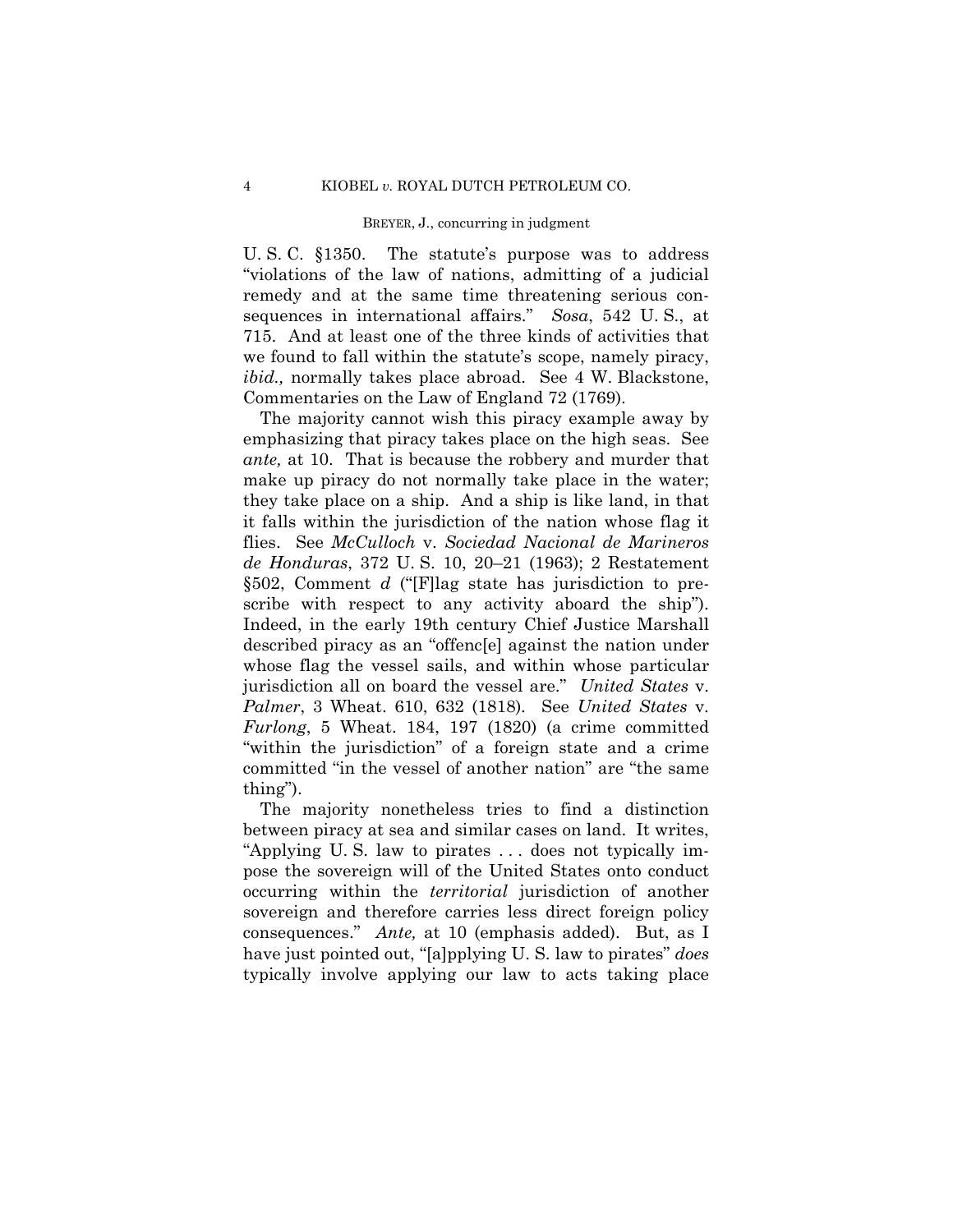U. S. C. §1350. The statute's purpose was to address "violations of the law of nations, admitting of a judicial remedy and at the same time threatening serious consequences in international affairs." *Sosa*, 542 U. S., at 715. And at least one of the three kinds of activities that we found to fall within the statute's scope, namely piracy, *ibid.,* normally takes place abroad. See 4 W. Blackstone, Commentaries on the Law of England 72 (1769).

The majority cannot wish this piracy example away by emphasizing that piracy takes place on the high seas. See *ante,* at 10. That is because the robbery and murder that make up piracy do not normally take place in the water; they take place on a ship. And a ship is like land, in that it falls within the jurisdiction of the nation whose flag it flies. See *McCulloch* v. *Sociedad Nacional de Marineros de Honduras*, 372 U. S. 10, 20–21 (1963); 2 Restatement §502, Comment *d* ("[F]lag state has jurisdiction to prescribe with respect to any activity aboard the ship"). Indeed, in the early 19th century Chief Justice Marshall described piracy as an "offenc[e] against the nation under whose flag the vessel sails, and within whose particular jurisdiction all on board the vessel are." *United States* v. *Palmer*, 3 Wheat. 610, 632 (1818). See *United States* v. *Furlong*, 5 Wheat. 184, 197 (1820) (a crime committed "within the jurisdiction" of a foreign state and a crime committed "in the vessel of another nation" are "the same thing").

The majority nonetheless tries to find a distinction between piracy at sea and similar cases on land. It writes, "Applying U. S. law to pirates . . . does not typically impose the sovereign will of the United States onto conduct occurring within the *territorial* jurisdiction of another sovereign and therefore carries less direct foreign policy consequences." *Ante,* at 10 (emphasis added). But, as I have just pointed out, "[a]pplying U. S. law to pirates" *does* typically involve applying our law to acts taking place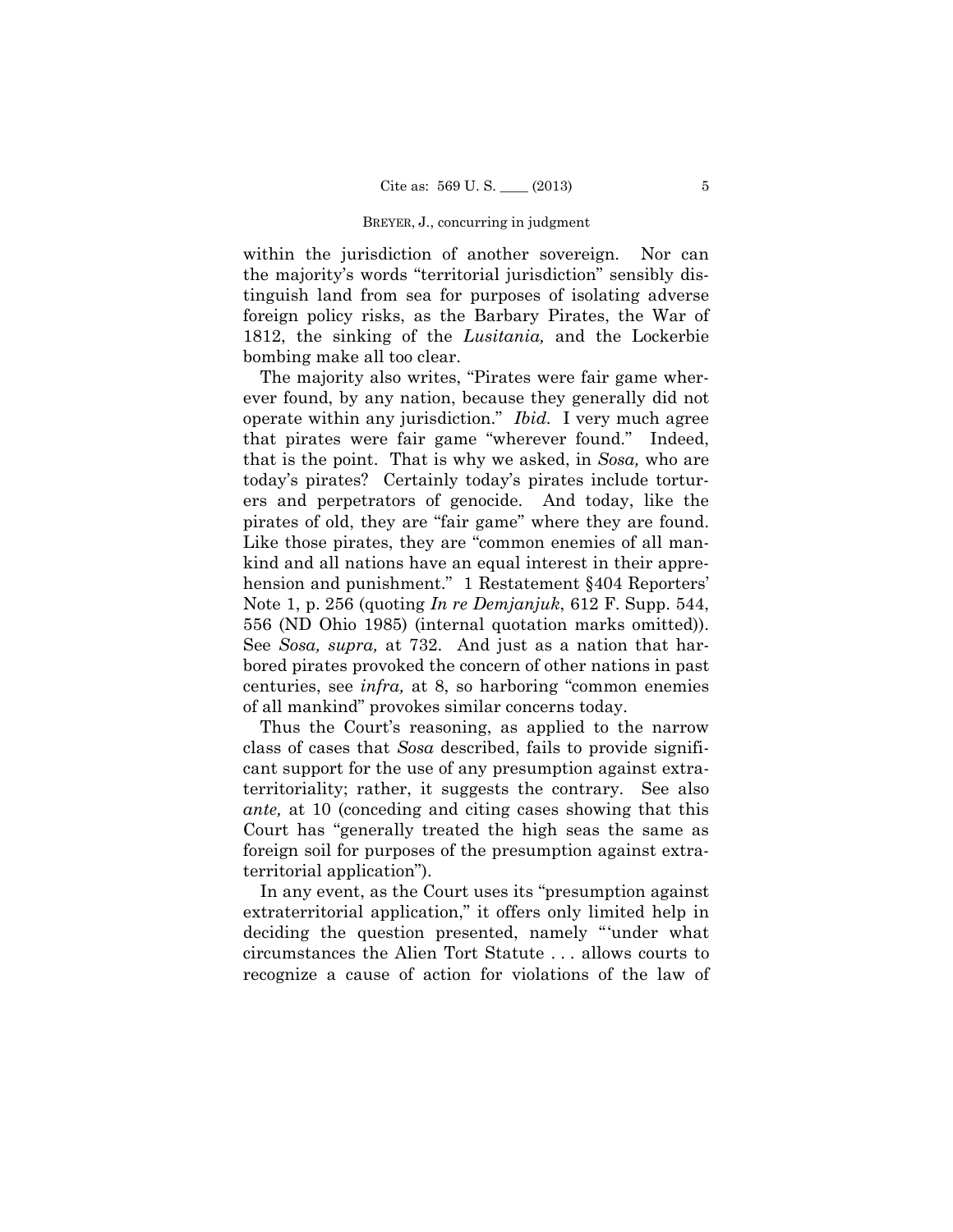within the jurisdiction of another sovereign. Nor can the majority's words "territorial jurisdiction" sensibly distinguish land from sea for purposes of isolating adverse foreign policy risks, as the Barbary Pirates, the War of 1812, the sinking of the *Lusitania,* and the Lockerbie bombing make all too clear.

The majority also writes, "Pirates were fair game wherever found, by any nation, because they generally did not operate within any jurisdiction." *Ibid.* I very much agree that pirates were fair game "wherever found." Indeed, that is the point. That is why we asked, in *Sosa,* who are today's pirates? Certainly today's pirates include torturers and perpetrators of genocide. And today, like the pirates of old, they are "fair game" where they are found. Like those pirates, they are "common enemies of all mankind and all nations have an equal interest in their apprehension and punishment." 1 Restatement §404 Reporters' Note 1, p. 256 (quoting *In re Demjanjuk*, 612 F. Supp. 544, 556 (ND Ohio 1985) (internal quotation marks omitted)). See *Sosa, supra,* at 732. And just as a nation that harbored pirates provoked the concern of other nations in past centuries, see *infra,* at 8, so harboring "common enemies of all mankind" provokes similar concerns today.

Thus the Court's reasoning, as applied to the narrow class of cases that *Sosa* described, fails to provide significant support for the use of any presumption against extraterritoriality; rather, it suggests the contrary. See also *ante,* at 10 (conceding and citing cases showing that this Court has "generally treated the high seas the same as foreign soil for purposes of the presumption against extraterritorial application").

In any event, as the Court uses its "presumption against extraterritorial application," it offers only limited help in deciding the question presented, namely "'under what circumstances the Alien Tort Statute . . . allows courts to recognize a cause of action for violations of the law of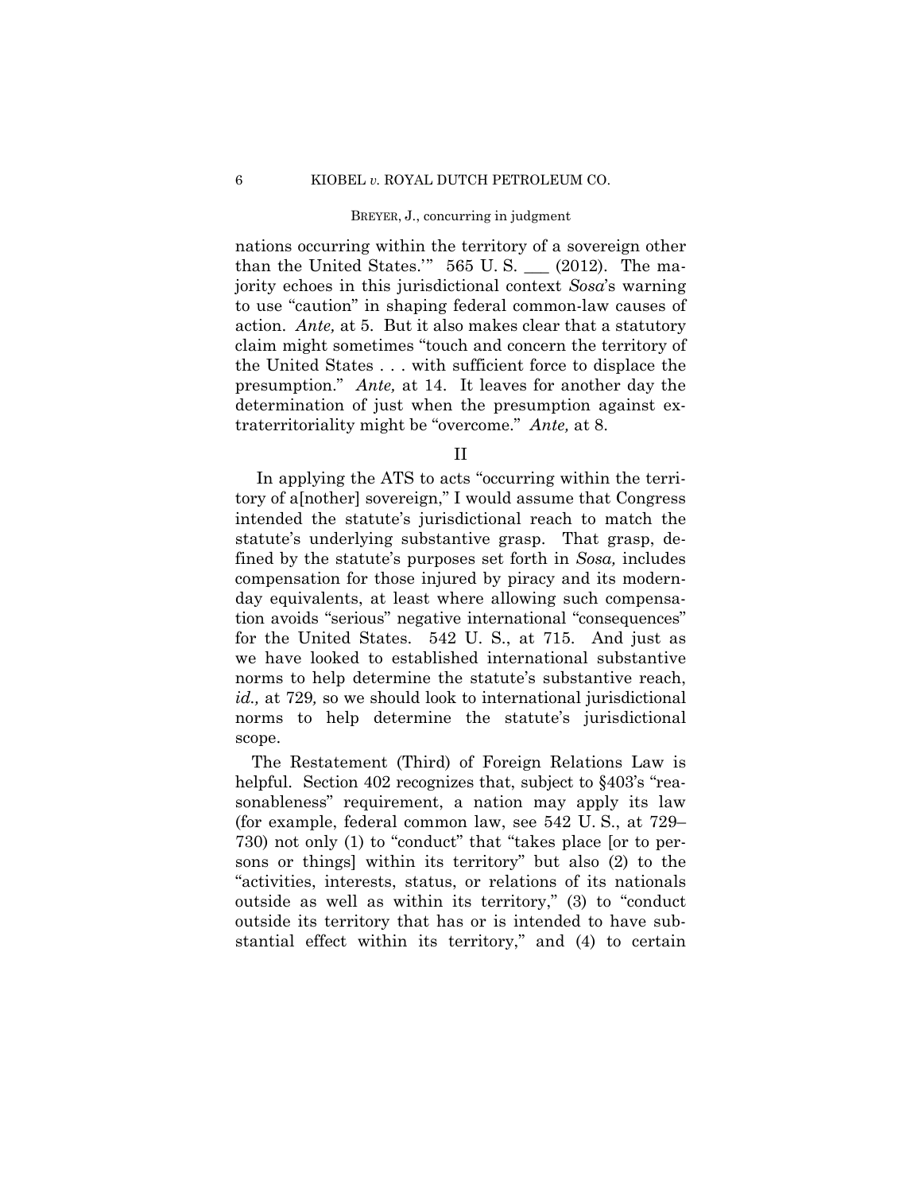nations occurring within the territory of a sovereign other than the United States.'" 565 U. S. ___ (2012). The majority echoes in this jurisdictional context *Sosa*'s warning to use "caution" in shaping federal common-law causes of action. *Ante,* at 5. But it also makes clear that a statutory claim might sometimes "touch and concern the territory of the United States . . . with sufficient force to displace the presumption." *Ante,* at 14. It leaves for another day the determination of just when the presumption against extraterritoriality might be "overcome." *Ante,* at 8.

## II

In applying the ATS to acts "occurring within the territory of a[nother] sovereign," I would assume that Congress intended the statute's jurisdictional reach to match the statute's underlying substantive grasp. That grasp, defined by the statute's purposes set forth in *Sosa,* includes compensation for those injured by piracy and its modern-day equivalents, at least where allowing such compensation avoids "serious" negative international "consequences" for the United States. 542 U. S., at 715. And just as we have looked to established international substantive norms to help determine the statute's substantive reach, *id.,* at 729*,* so we should look to international jurisdictional norms to help determine the statute's jurisdictional scope.

The Restatement (Third) of Foreign Relations Law is helpful. Section 402 recognizes that, subject to §403's "reasonableness" requirement, a nation may apply its law (for example, federal common law, see 542 U. S., at 729–730) not only (1) to "conduct" that "takes place [or to persons or things] within its territory" but also (2) to the "activities, interests, status, or relations of its nationals outside as well as within its territory," (3) to "conduct outside its territory that has or is intended to have substantial effect within its territory," and (4) to certain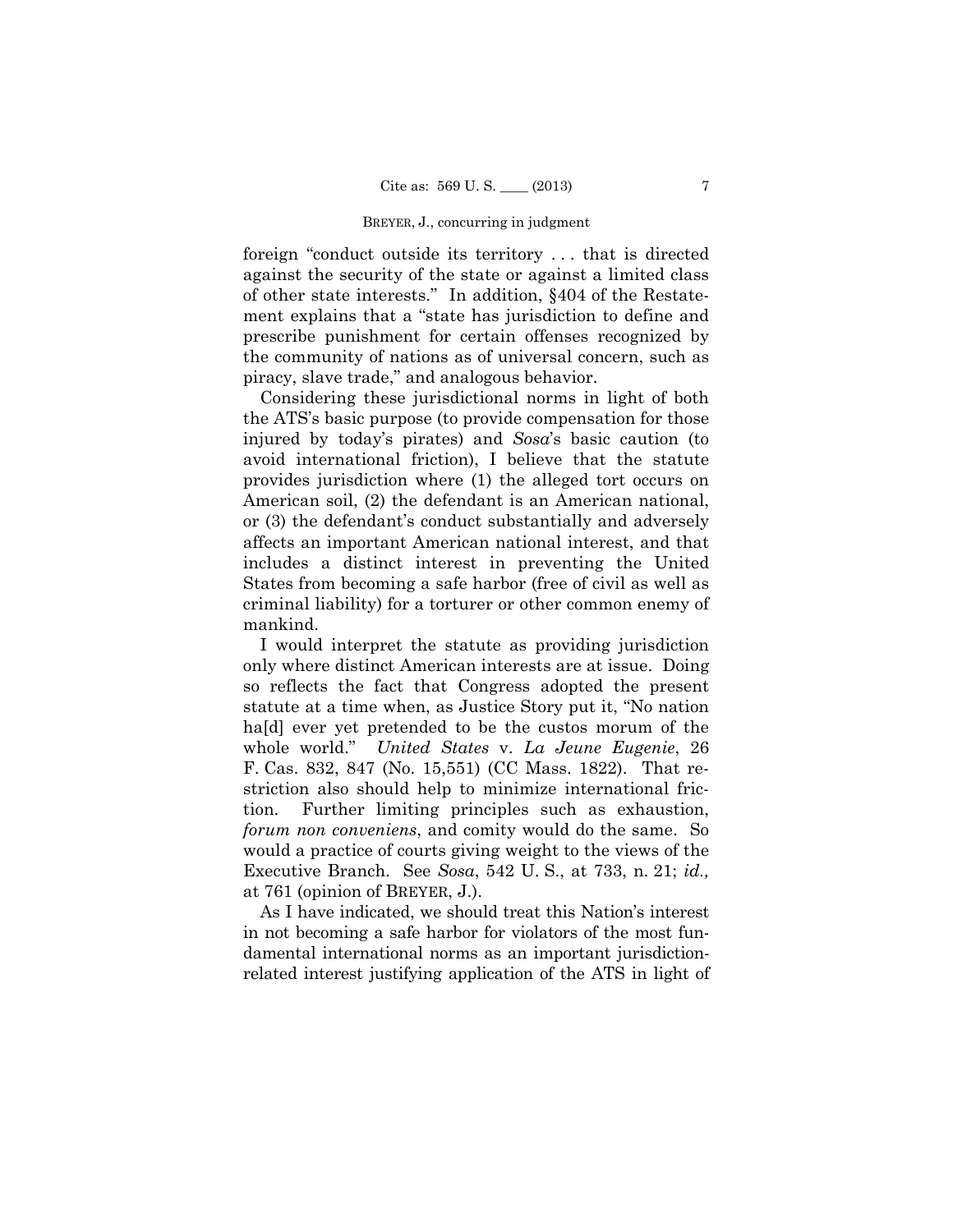foreign "conduct outside its territory . . . that is directed against the security of the state or against a limited class of other state interests." In addition, §404 of the Restatement explains that a "state has jurisdiction to define and prescribe punishment for certain offenses recognized by the community of nations as of universal concern, such as piracy, slave trade," and analogous behavior.

Considering these jurisdictional norms in light of both the ATS's basic purpose (to provide compensation for those injured by today's pirates) and *Sosa*'s basic caution (to avoid international friction), I believe that the statute provides jurisdiction where (1) the alleged tort occurs on American soil, (2) the defendant is an American national, or (3) the defendant's conduct substantially and adversely affects an important American national interest, and that includes a distinct interest in preventing the United States from becoming a safe harbor (free of civil as well as criminal liability) for a torturer or other common enemy of mankind.

I would interpret the statute as providing jurisdiction only where distinct American interests are at issue. Doing so reflects the fact that Congress adopted the present statute at a time when, as Justice Story put it, "No nation ha[d] ever yet pretended to be the custos morum of the whole world." *United States* v. *La Jeune Eugenie*, 26 F. Cas. 832, 847 (No. 15,551) (CC Mass. 1822). That restriction also should help to minimize international friction. Further limiting principles such as exhaustion, *forum non conveniens*, and comity would do the same. So would a practice of courts giving weight to the views of the Executive Branch. See *Sosa*, 542 U. S., at 733, n. 21; *id.,* at 761 (opinion of BREYER, J.).

As I have indicated, we should treat this Nation's interest in not becoming a safe harbor for violators of the most fundamental international norms as an important jurisdiction-related interest justifying application of the ATS in light of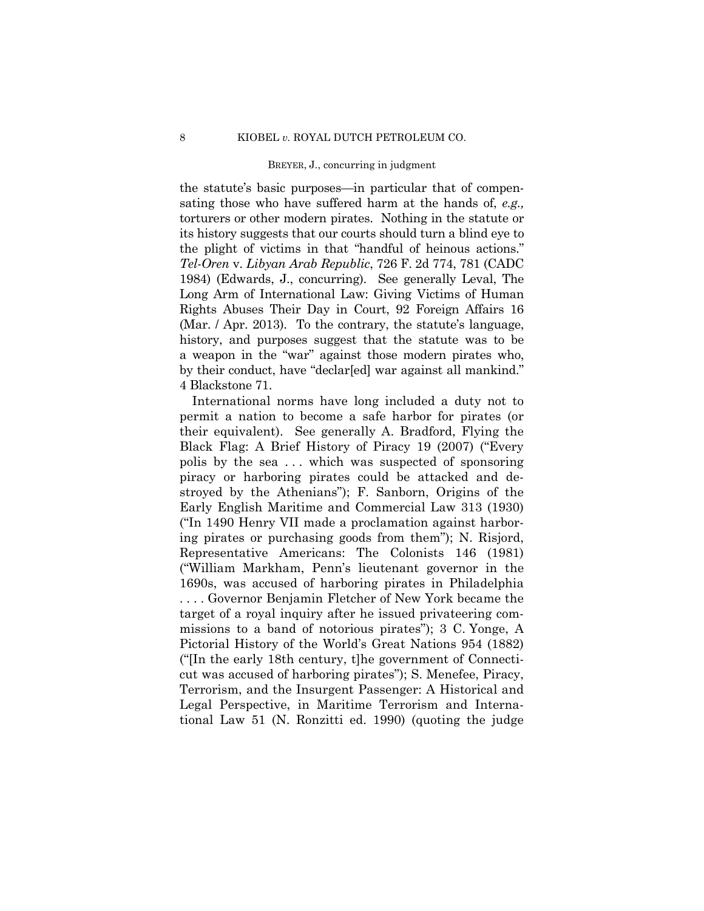the statute's basic purposes—in particular that of compensating those who have suffered harm at the hands of, *e.g.,* torturers or other modern pirates. Nothing in the statute or its history suggests that our courts should turn a blind eye to the plight of victims in that "handful of heinous actions." *Tel-Oren* v. *Libyan Arab Republic*, 726 F. 2d 774, 781 (CADC 1984) (Edwards, J., concurring). See generally Leval, The Long Arm of International Law: Giving Victims of Human Rights Abuses Their Day in Court, 92 Foreign Affairs 16 (Mar. / Apr. 2013). To the contrary, the statute's language, history, and purposes suggest that the statute was to be a weapon in the "war" against those modern pirates who, by their conduct, have "declar[ed] war against all mankind." 4 Blackstone 71.

International norms have long included a duty not to permit a nation to become a safe harbor for pirates (or their equivalent). See generally A. Bradford, Flying the Black Flag: A Brief History of Piracy 19 (2007) ("Every polis by the sea . . . which was suspected of sponsoring piracy or harboring pirates could be attacked and destroyed by the Athenians"); F. Sanborn, Origins of the Early English Maritime and Commercial Law 313 (1930) ("In 1490 Henry VII made a proclamation against harboring pirates or purchasing goods from them"); N. Risjord, Representative Americans: The Colonists 146 (1981) ("William Markham, Penn's lieutenant governor in the 1690s, was accused of harboring pirates in Philadelphia . . . . Governor Benjamin Fletcher of New York became the target of a royal inquiry after he issued privateering commissions to a band of notorious pirates"); 3 C. Yonge, A Pictorial History of the World's Great Nations 954 (1882) ("[In the early 18th century, t]he government of Connecticut was accused of harboring pirates"); S. Menefee, Piracy, Terrorism, and the Insurgent Passenger: A Historical and Legal Perspective, in Maritime Terrorism and International Law 51 (N. Ronzitti ed. 1990) (quoting the judge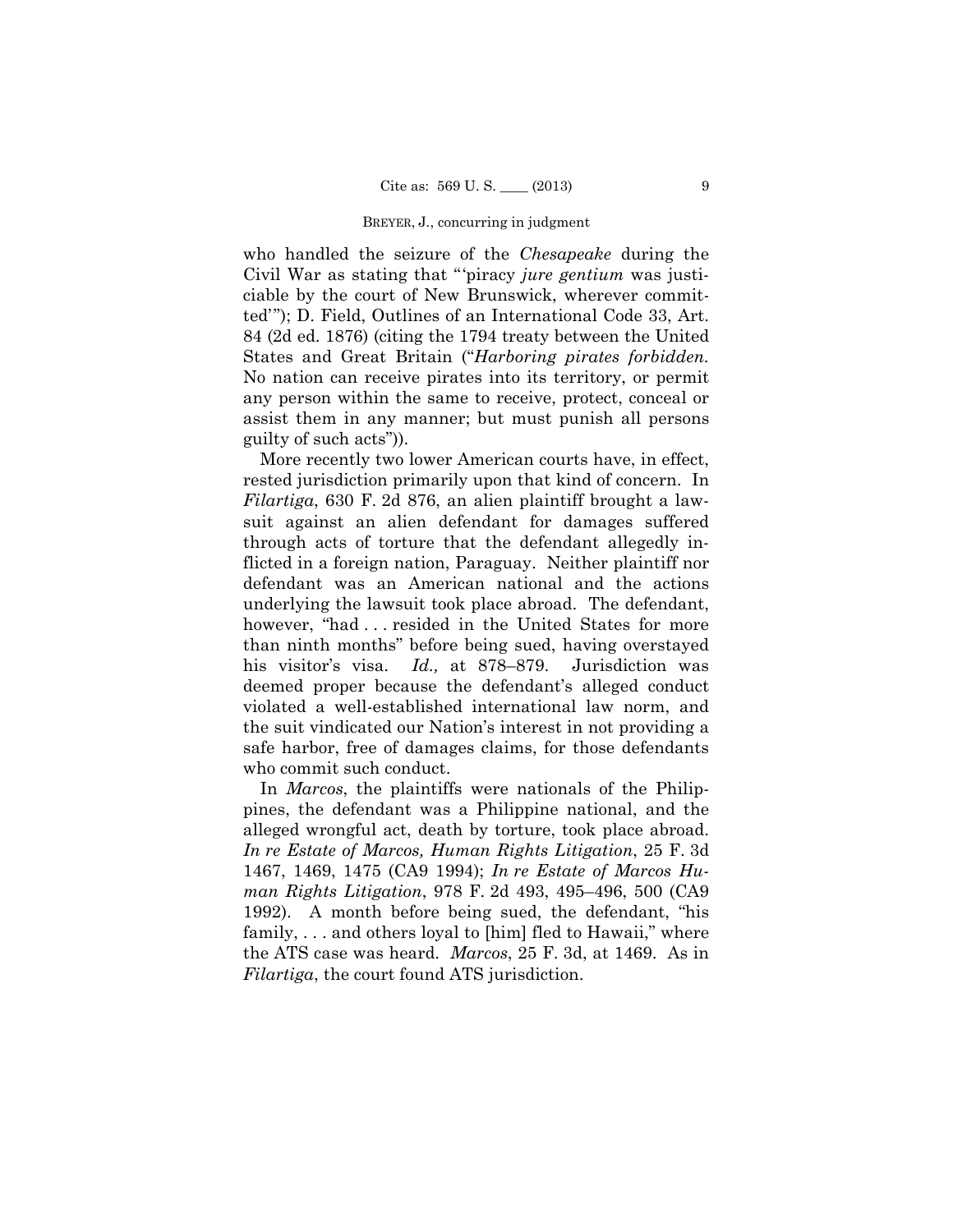who handled the seizure of the *Chesapeake* during the Civil War as stating that "'piracy *jure gentium* was justiciable by the court of New Brunswick, wherever committed'"); D. Field, Outlines of an International Code 33, Art. 84 (2d ed. 1876) (citing the 1794 treaty between the United States and Great Britain ("*Harboring pirates forbidden.* No nation can receive pirates into its territory, or permit any person within the same to receive, protect, conceal or assist them in any manner; but must punish all persons guilty of such acts")).

More recently two lower American courts have, in effect, rested jurisdiction primarily upon that kind of concern. In *Filartiga*, 630 F. 2d 876, an alien plaintiff brought a lawsuit against an alien defendant for damages suffered through acts of torture that the defendant allegedly inflicted in a foreign nation, Paraguay. Neither plaintiff nor defendant was an American national and the actions underlying the lawsuit took place abroad. The defendant, however, "had . . . resided in the United States for more than ninth months" before being sued, having overstayed his visitor's visa. *Id.,* at 878–879. Jurisdiction was deemed proper because the defendant's alleged conduct violated a well-established international law norm, and the suit vindicated our Nation's interest in not providing a safe harbor, free of damages claims, for those defendants who commit such conduct.

In *Marcos*, the plaintiffs were nationals of the Philippines, the defendant was a Philippine national, and the alleged wrongful act, death by torture, took place abroad. *In re Estate of Marcos, Human Rights Litigation*, 25 F. 3d 1467, 1469, 1475 (CA9 1994); *In re Estate of Marcos Human Rights Litigation*, 978 F. 2d 493, 495–496, 500 (CA9 1992). A month before being sued, the defendant, "his family, . . . and others loyal to [him] fled to Hawaii," where the ATS case was heard. *Marcos*, 25 F. 3d, at 1469. As in *Filartiga*, the court found ATS jurisdiction.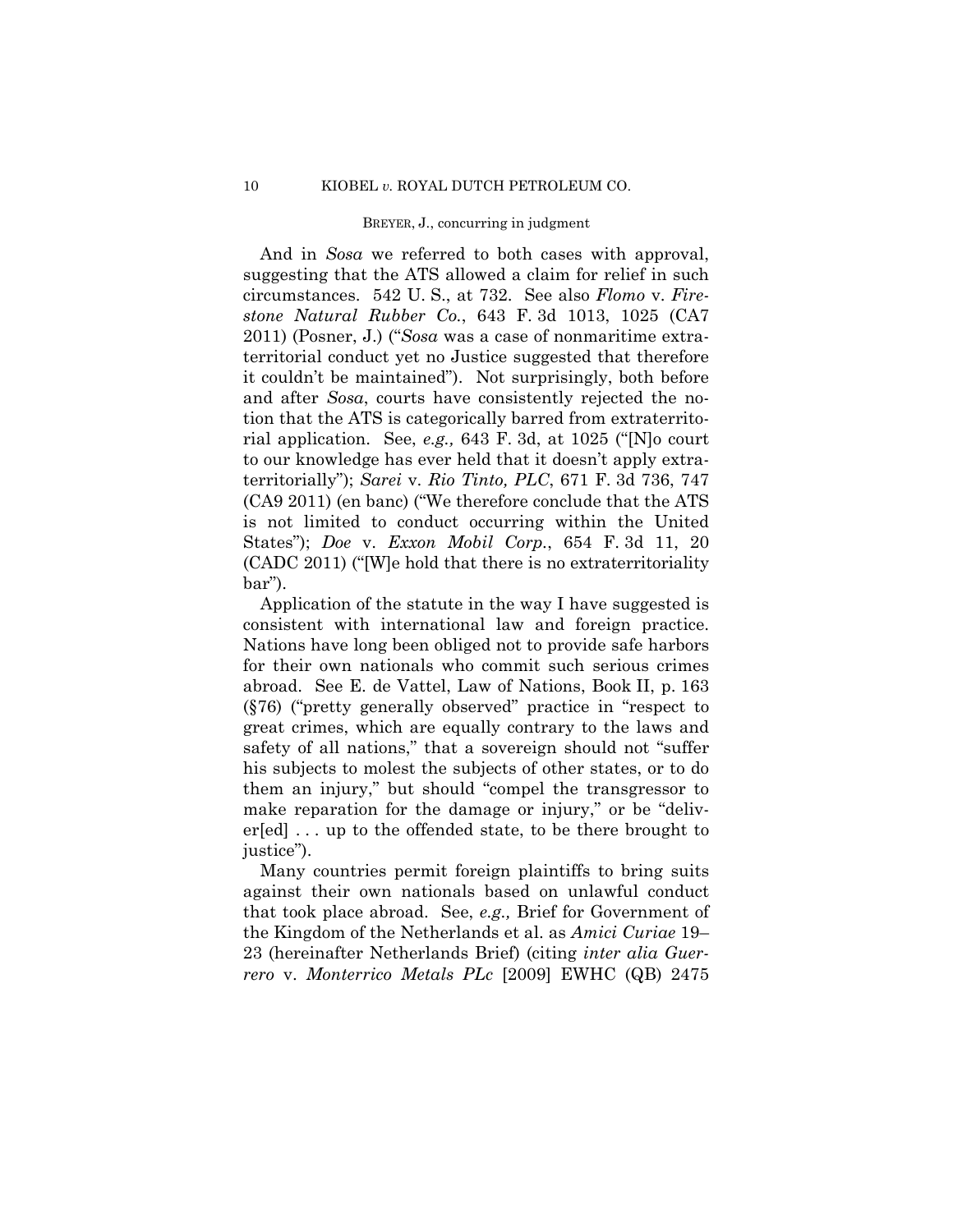And in *Sosa* we referred to both cases with approval, suggesting that the ATS allowed a claim for relief in such circumstances. 542 U. S., at 732. See also *Flomo* v. *Firestone Natural Rubber Co.*, 643 F. 3d 1013, 1025 (CA7 2011) (Posner, J.) ("*Sosa* was a case of nonmaritime extraterritorial conduct yet no Justice suggested that therefore it couldn't be maintained"). Not surprisingly, both before and after *Sosa*, courts have consistently rejected the notion that the ATS is categorically barred from extraterritorial application. See, *e.g.,* 643 F. 3d, at 1025 ("[N]o court to our knowledge has ever held that it doesn't apply extraterritorially"); *Sarei* v. *Rio Tinto, PLC*, 671 F. 3d 736, 747 (CA9 2011) (en banc) ("We therefore conclude that the ATS is not limited to conduct occurring within the United States"); *Doe* v. *Exxon Mobil Corp.*, 654 F. 3d 11, 20 (CADC 2011) ("[W]e hold that there is no extraterritoriality bar").

Application of the statute in the way I have suggested is consistent with international law and foreign practice. Nations have long been obliged not to provide safe harbors for their own nationals who commit such serious crimes abroad. See E. de Vattel, Law of Nations, Book II, p. 163 (§76) ("pretty generally observed" practice in "respect to great crimes, which are equally contrary to the laws and safety of all nations," that a sovereign should not "suffer his subjects to molest the subjects of other states, or to do them an injury," but should "compel the transgressor to make reparation for the damage or injury," or be "deliver[ed] . . . up to the offended state, to be there brought to justice").

Many countries permit foreign plaintiffs to bring suits against their own nationals based on unlawful conduct that took place abroad. See, *e.g.,* Brief for Government of the Kingdom of the Netherlands et al. as *Amici Curiae* 19–23 (hereinafter Netherlands Brief) (citing *inter alia Guerrero* v. *Monterrico Metals PLc* [2009] EWHC (QB) 2475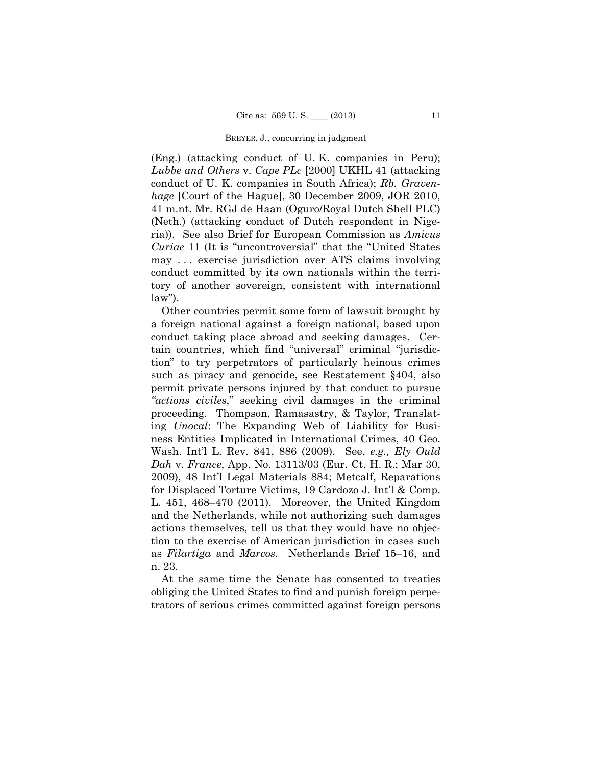(Eng.) (attacking conduct of U. K. companies in Peru); *Lubbe and Others* v. *Cape PLc* [2000] UKHL 41 (attacking conduct of U. K. companies in South Africa); *Rb. Gravenhage* [Court of the Hague], 30 December 2009, JOR 2010, 41 m.nt. Mr. RGJ de Haan (Oguro/Royal Dutch Shell PLC) (Neth.) (attacking conduct of Dutch respondent in Nigeria)). See also Brief for European Commission as *Amicus Curiae* 11 (It is "uncontroversial" that the "United States may . . . exercise jurisdiction over ATS claims involving conduct committed by its own nationals within the territory of another sovereign, consistent with international law").

Other countries permit some form of lawsuit brought by a foreign national against a foreign national, based upon conduct taking place abroad and seeking damages. Certain countries, which find "universal" criminal "jurisdiction" to try perpetrators of particularly heinous crimes such as piracy and genocide, see Restatement §404, also permit private persons injured by that conduct to pursue *"actions civiles*," seeking civil damages in the criminal proceeding. Thompson, Ramasastry, & Taylor, Translating *Unocal*: The Expanding Web of Liability for Business Entities Implicated in International Crimes, 40 Geo. Wash. Int'l L. Rev. 841, 886 (2009). See, *e.g., Ely Ould Dah* v. *France*, App. No. 13113/03 (Eur. Ct. H. R.; Mar 30, 2009), 48 Int'l Legal Materials 884; Metcalf, Reparations for Displaced Torture Victims, 19 Cardozo J. Int'l & Comp. L. 451, 468–470 (2011). Moreover, the United Kingdom and the Netherlands, while not authorizing such damages actions themselves, tell us that they would have no objection to the exercise of American jurisdiction in cases such as *Filartiga* and *Marcos.* Netherlands Brief 15–16, and n. 23.

At the same time the Senate has consented to treaties obliging the United States to find and punish foreign perpetrators of serious crimes committed against foreign persons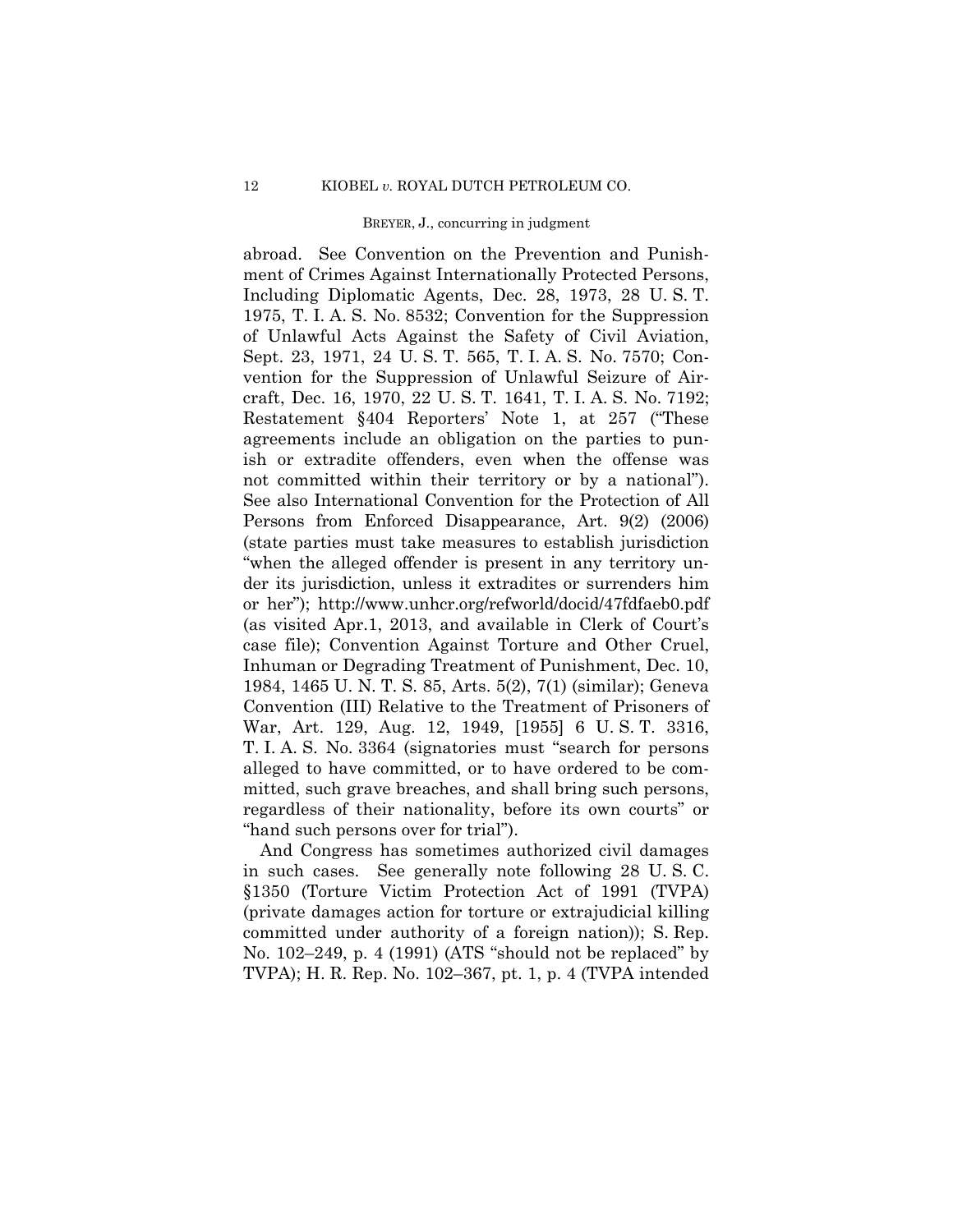abroad. See Convention on the Prevention and Punishment of Crimes Against Internationally Protected Persons, Including Diplomatic Agents, Dec. 28, 1973, 28 U. S. T. 1975, T. I. A. S. No. 8532; Convention for the Suppression of Unlawful Acts Against the Safety of Civil Aviation, Sept. 23, 1971, 24 U. S. T. 565, T. I. A. S. No. 7570; Convention for the Suppression of Unlawful Seizure of Aircraft, Dec. 16, 1970, 22 U. S. T. 1641, T. I. A. S. No. 7192; Restatement §404 Reporters' Note 1, at 257 ("These agreements include an obligation on the parties to punish or extradite offenders, even when the offense was not committed within their territory or by a national"). See also International Convention for the Protection of All Persons from Enforced Disappearance, Art. 9(2) (2006) (state parties must take measures to establish jurisdiction "when the alleged offender is present in any territory under its jurisdiction, unless it extradites or surrenders him or her"); http://www.unhcr.org/refworld/docid/47fdfaeb0.pdf (as visited Apr.1, 2013, and available in Clerk of Court's case file); Convention Against Torture and Other Cruel, Inhuman or Degrading Treatment of Punishment, Dec. 10, 1984, 1465 U. N. T. S. 85, Arts. 5(2), 7(1) (similar); Geneva Convention (III) Relative to the Treatment of Prisoners of War, Art. 129, Aug. 12, 1949, [1955] 6 U. S. T. 3316, T. I. A. S. No. 3364 (signatories must "search for persons alleged to have committed, or to have ordered to be committed, such grave breaches, and shall bring such persons, regardless of their nationality, before its own courts" or "hand such persons over for trial").

And Congress has sometimes authorized civil damages in such cases. See generally note following 28 U. S. C. §1350 (Torture Victim Protection Act of 1991 (TVPA) (private damages action for torture or extrajudicial killing committed under authority of a foreign nation)); S. Rep. No. 102–249, p. 4 (1991) (ATS "should not be replaced" by TVPA); H. R. Rep. No. 102–367, pt. 1, p. 4 (TVPA intended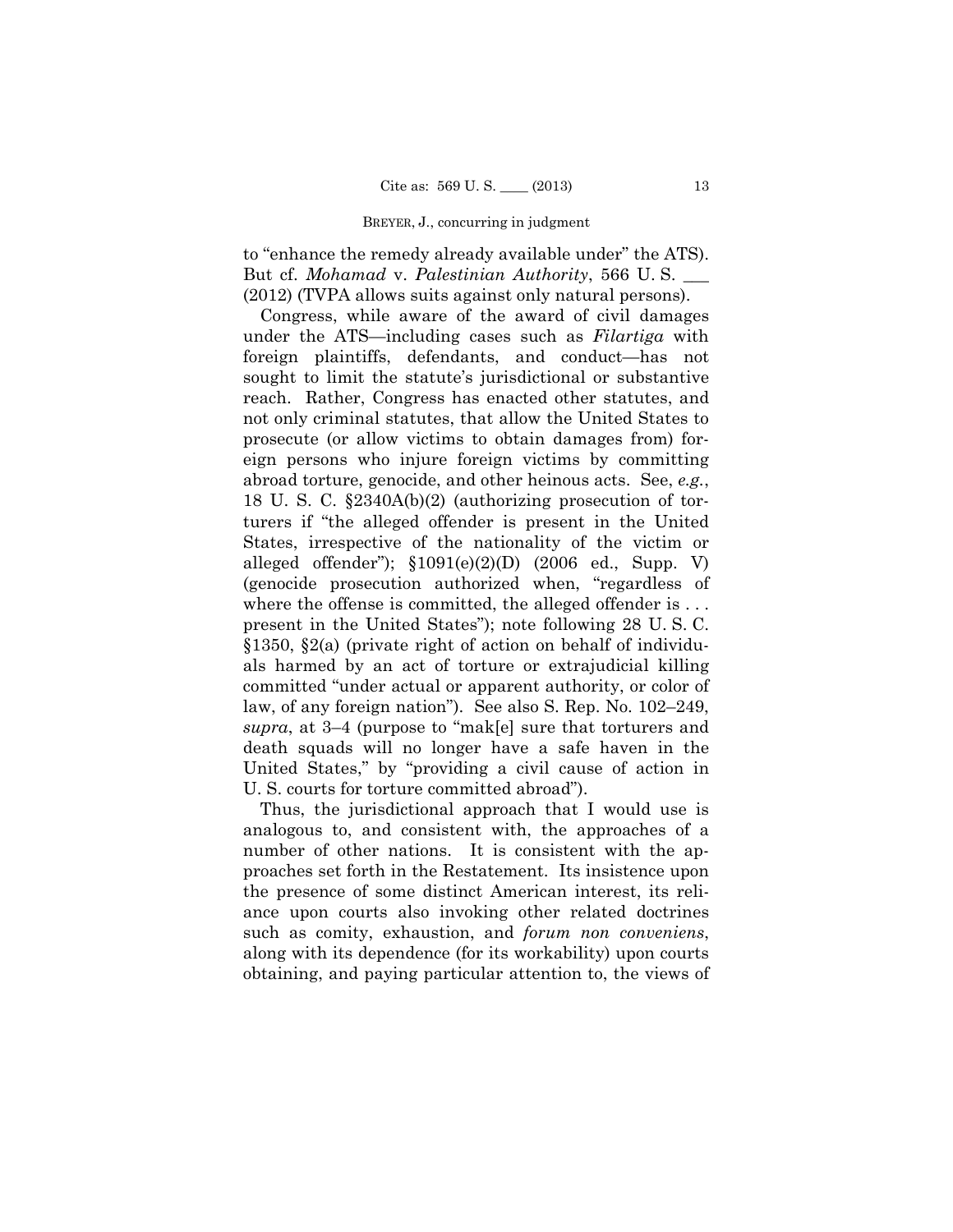to "enhance the remedy already available under" the ATS). But cf. *Mohamad* v. *Palestinian Authority*, 566 U. S. ___ (2012) (TVPA allows suits against only natural persons).

Congress, while aware of the award of civil damages under the ATS—including cases such as *Filartiga* with foreign plaintiffs, defendants, and conduct—has not sought to limit the statute's jurisdictional or substantive reach. Rather, Congress has enacted other statutes, and not only criminal statutes, that allow the United States to prosecute (or allow victims to obtain damages from) foreign persons who injure foreign victims by committing abroad torture, genocide, and other heinous acts. See, *e.g.*, 18 U. S. C. §2340A(b)(2) (authorizing prosecution of torturers if "the alleged offender is present in the United States, irrespective of the nationality of the victim or alleged offender"); §1091(e)(2)(D) (2006 ed., Supp. V) (genocide prosecution authorized when, "regardless of where the offense is committed, the alleged offender is . . . present in the United States"); note following 28 U. S. C. §1350, §2(a) (private right of action on behalf of individuals harmed by an act of torture or extrajudicial killing committed "under actual or apparent authority, or color of law, of any foreign nation"). See also S. Rep. No. 102–249, *supra*, at 3–4 (purpose to "mak[e] sure that torturers and death squads will no longer have a safe haven in the United States," by "providing a civil cause of action in U. S. courts for torture committed abroad").

Thus, the jurisdictional approach that I would use is analogous to, and consistent with, the approaches of a number of other nations. It is consistent with the approaches set forth in the Restatement. Its insistence upon the presence of some distinct American interest, its reliance upon courts also invoking other related doctrines such as comity, exhaustion, and *forum non conveniens*, along with its dependence (for its workability) upon courts obtaining, and paying particular attention to, the views of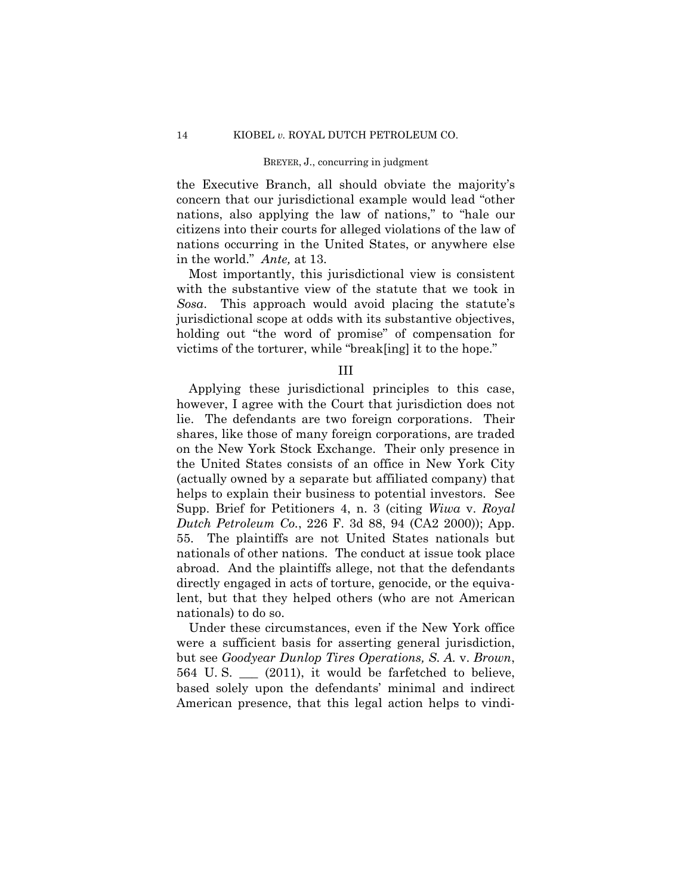the Executive Branch, all should obviate the majority's concern that our jurisdictional example would lead "other nations, also applying the law of nations," to "hale our citizens into their courts for alleged violations of the law of nations occurring in the United States, or anywhere else in the world." *Ante,* at 13.

Most importantly, this jurisdictional view is consistent with the substantive view of the statute that we took in *Sosa*. This approach would avoid placing the statute's jurisdictional scope at odds with its substantive objectives, holding out "the word of promise" of compensation for victims of the torturer, while "break[ing] it to the hope."

## III

Applying these jurisdictional principles to this case, however, I agree with the Court that jurisdiction does not lie. The defendants are two foreign corporations. Their shares, like those of many foreign corporations, are traded on the New York Stock Exchange. Their only presence in the United States consists of an office in New York City (actually owned by a separate but affiliated company) that helps to explain their business to potential investors. See Supp. Brief for Petitioners 4, n. 3 (citing *Wiwa* v. *Royal Dutch Petroleum Co.*, 226 F. 3d 88, 94 (CA2 2000)); App. 55. The plaintiffs are not United States nationals but nationals of other nations. The conduct at issue took place abroad. And the plaintiffs allege, not that the defendants directly engaged in acts of torture, genocide, or the equivalent, but that they helped others (who are not American nationals) to do so.

Under these circumstances, even if the New York office were a sufficient basis for asserting general jurisdiction, but see *Goodyear Dunlop Tires Operations, S. A.* v. *Brown*, 564 U. S. ___ (2011), it would be farfetched to believe, based solely upon the defendants' minimal and indirect American presence, that this legal action helps to vindi-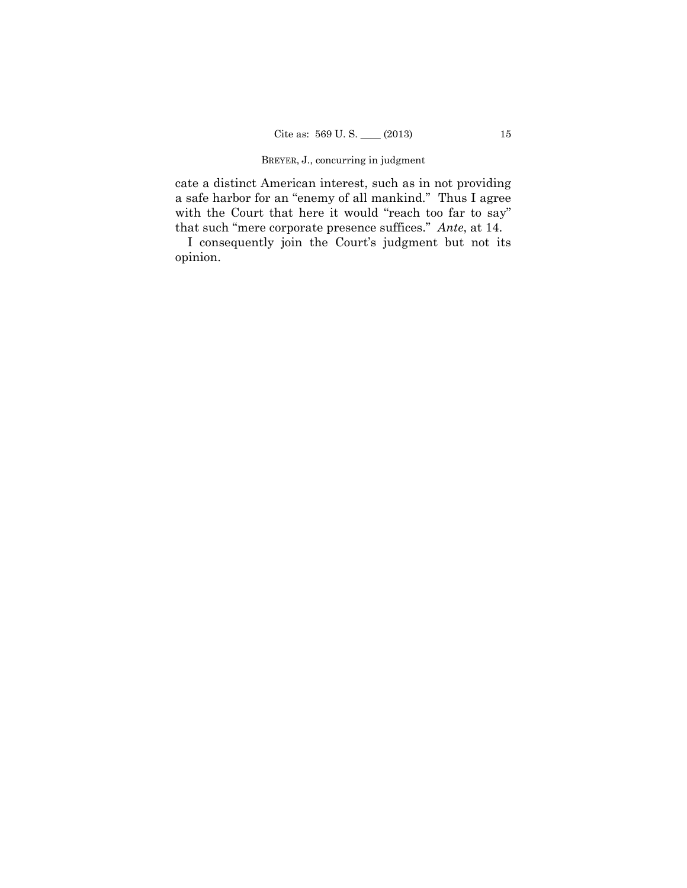cate a distinct American interest, such as in not providing a safe harbor for an "enemy of all mankind." Thus I agree with the Court that here it would "reach too far to say" that such "mere corporate presence suffices." *Ante*, at 14.

I consequently join the Court's judgment but not its opinion.